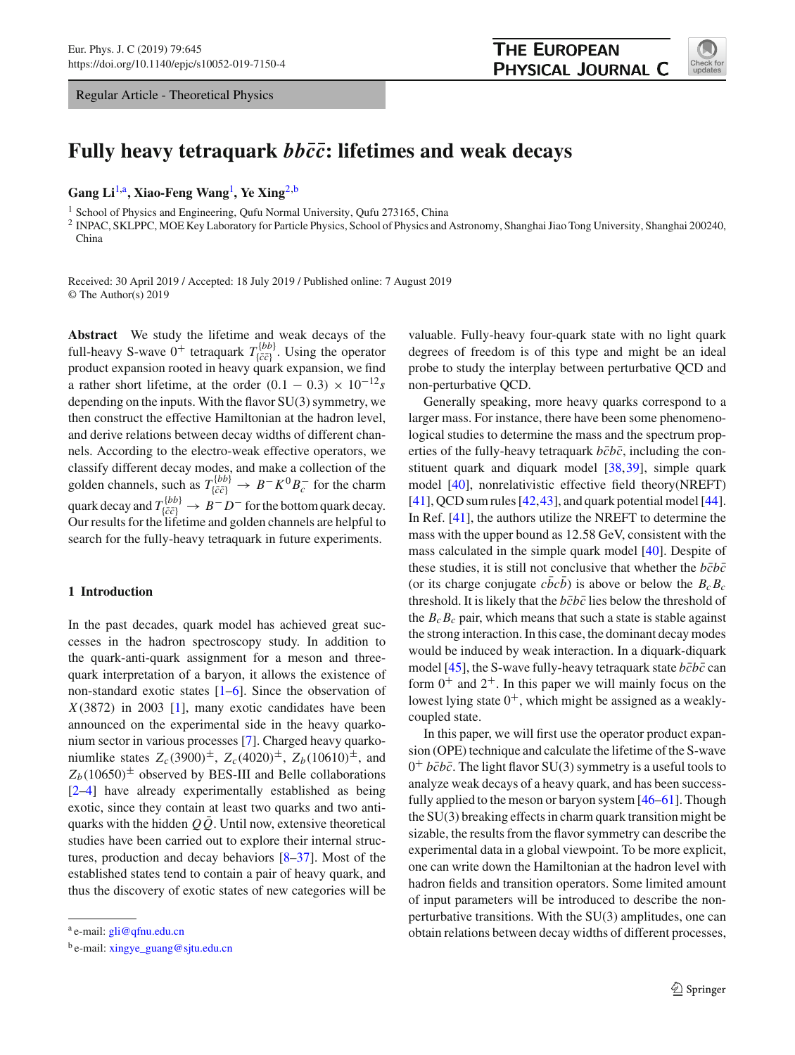Regular Article - Theoretical Physics

# Fully heavy tetraquark $bb\bar{c}\bar{c}$: lifetimes and weak decays

**Gang Li**[1,a], **Xiao-Feng Wang**[1], **Ye Xing**[2,b]

[1] School of Physics and Engineering, Qufu Normal University, Qufu 273165, China
[2] INPAC, SKLPPC, MOE Key Laboratory for Particle Physics, School of Physics and Astronomy, Shanghai Jiao Tong University, Shanghai 200240, China

Received: 30 April 2019 / Accepted: 18 July 2019 / Published online: 7 August 2019
© The Author(s) 2019

**Abstract** We study the lifetime and weak decays of the full-heavy S-wave $0^+$ tetraquark $T^{\{bb\}}_{\{\bar{c}\bar{c}\}}$. Using the operator product expansion rooted in heavy quark expansion, we find a rather short lifetime, at the order $(0.1-0.3)\times 10^{-12}s$ depending on the inputs. With the flavor SU(3) symmetry, we then construct the effective Hamiltonian at the hadron level, and derive relations between decay widths of different channels. According to the electro-weak effective operators, we classify different decay modes, and make a collection of the golden channels, such as $T^{\{bb\}}_{\{\bar{c}\bar{c}\}} \to B^- K^0 B^-_c$ for the charm quark decay and $T^{\{bb\}}_{\{\bar{c}\bar{c}\}} \to B^- D^-$ for the bottom quark decay. Our results for the lifetime and golden channels are helpful to search for the fully-heavy tetraquark in future experiments.

## 1 Introduction

In the past decades, quark model has achieved great successes in the hadron spectroscopy study. In addition to the quark-anti-quark assignment for a meson and three-quark interpretation of a baryon, it allows the existence of non-standard exotic states [1–6]. Since the observation of $X(3872)$ in 2003 [1], many exotic candidates have been announced on the experimental side in the heavy quarkonium sector in various processes [7]. Charged heavy quarkoniumlike states $Z_c(3900)^{\pm}$, $Z_c(4020)^{\pm}$, $Z_b(10610)^{\pm}$, and $Z_b(10650)^{\pm}$ observed by BES-III and Belle collaborations [2–4] have already experimentally established as being exotic, since they contain at least two quarks and two anti-quarks with the hidden $Q\bar{Q}$. Until now, extensive theoretical studies have been carried out to explore their internal structures, production and decay behaviors [8–37]. Most of the established states tend to contain a pair of heavy quark, and thus the discovery of exotic states of new categories will be valuable. Fully-heavy four-quark state with no light quark degrees of freedom is of this type and might be an ideal probe to study the interplay between perturbative QCD and non-perturbative QCD.

Generally speaking, more heavy quarks correspond to a larger mass. For instance, there have been some phenomenological studies to determine the mass and the spectrum properties of the fully-heavy tetraquark $b\bar{c}b\bar{c}$, including the constituent quark and diquark model [38,39], simple quark model [40], nonrelativistic effective field theory(NREFT) [41], QCD sum rules [42,43], and quark potential model [44]. In Ref. [41], the authors utilize the NREFT to determine the mass with the upper bound as 12.58 GeV, consistent with the mass calculated in the simple quark model [40]. Despite of these studies, it is still not conclusive that whether the $b\bar{c}b\bar{c}$ (or its charge conjugate $c\bar{b}c\bar{b}$) is above or below the $B_cB_c$ threshold. It is likely that the $b\bar{c}b\bar{c}$ lies below the threshold of the $B_cB_c$ pair, which means that such a state is stable against the strong interaction. In this case, the dominant decay modes would be induced by weak interaction. In a diquark-diquark model [45], the S-wave fully-heavy tetraquark state $b\bar{c}b\bar{c}$ can form $0^+$ and $2^+$. In this paper we will mainly focus on the lowest lying state $0^+$, which might be assigned as a weakly-coupled state.

In this paper, we will first use the operator product expansion (OPE) technique and calculate the lifetime of the S-wave $0^+$ $b\bar{c}b\bar{c}$. The light flavor SU(3) symmetry is a useful tools to analyze weak decays of a heavy quark, and has been successfully applied to the meson or baryon system [46–61]. Though the SU(3) breaking effects in charm quark transition might be sizable, the results from the flavor symmetry can describe the experimental data in a global viewpoint. To be more explicit, one can write down the Hamiltonian at the hadron level with hadron fields and transition operators. Some limited amount of input parameters will be introduced to describe the non-perturbative transitions. With the SU(3) amplitudes, one can obtain relations between decay widths of different processes,

[a] e-mail: gli@qfnu.edu.cn
[b] e-mail: xingye_guang@sjtu.edu.cn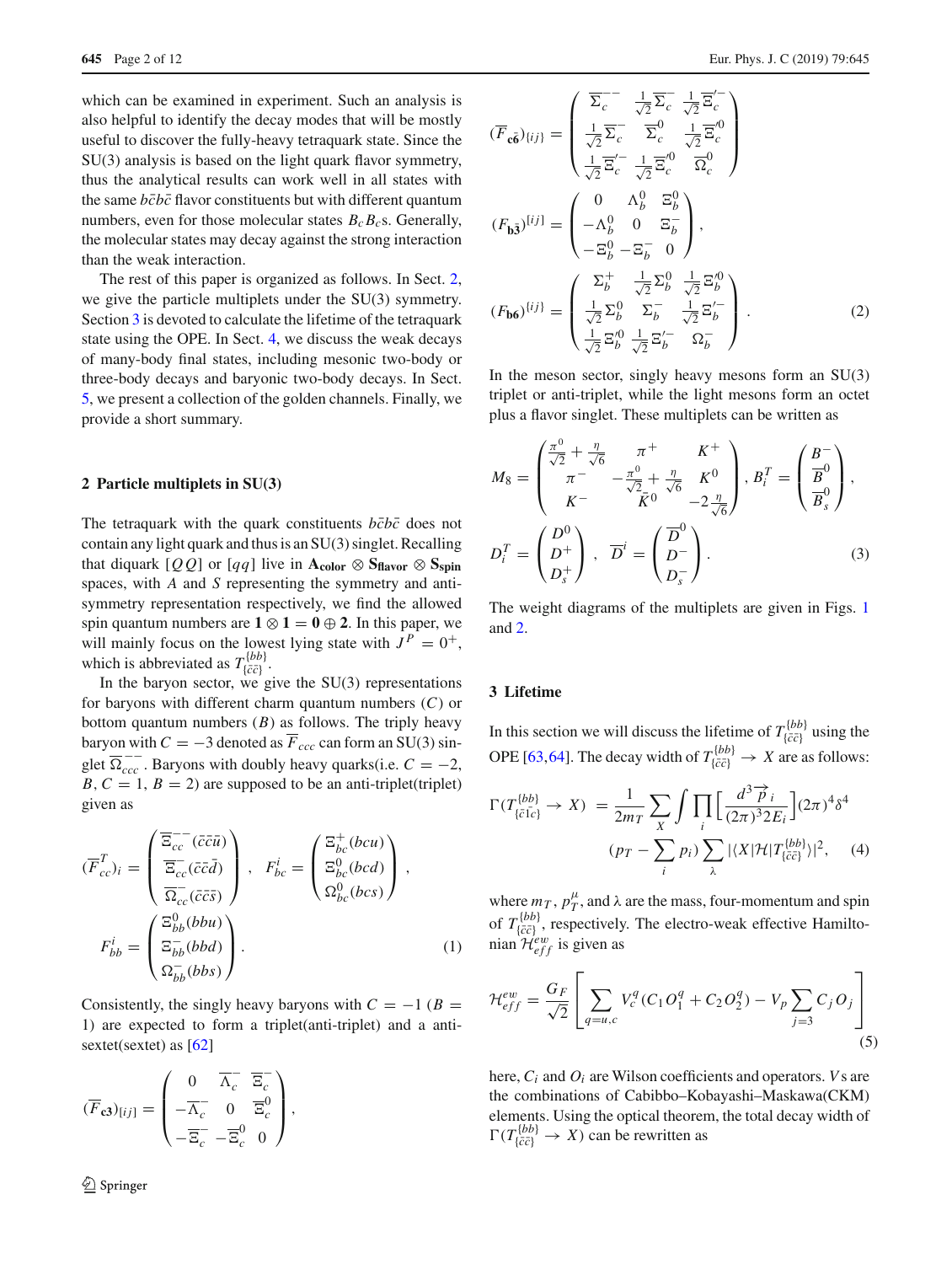which can be examined in experiment. Such an analysis is also helpful to identify the decay modes that will be mostly useful to discover the fully-heavy tetraquark state. Since the SU(3) analysis is based on the light quark flavor symmetry, thus the analytical results can work well in all states with the same $b\bar{c}b\bar{c}$ flavor constituents but with different quantum numbers, even for those molecular states $B_cB_c$s. Generally, the molecular states may decay against the strong interaction than the weak interaction.

The rest of this paper is organized as follows. In Sect. 2, we give the particle multiplets under the SU(3) symmetry. Section 3 is devoted to calculate the lifetime of the tetraquark state using the OPE. In Sect. 4, we discuss the weak decays of many-body final states, including mesonic two-body or three-body decays and baryonic two-body decays. In Sect. 5, we present a collection of the golden channels. Finally, we provide a short summary.

## 2 Particle multiplets in SU(3)

The tetraquark with the quark constituents $b\bar{c}b\bar{c}$ does not contain any light quark and thus is an SU(3) singlet. Recalling that diquark $[QQ]$ or $[qq]$ live in $\mathbf{A_{color}} \otimes \mathbf{S_{flavor}} \otimes \mathbf{S_{spin}}$ spaces, with $A$ and $S$ representing the symmetry and anti-symmetry representation respectively, we find the allowed spin quantum numbers are $\mathbf{1} \otimes \mathbf{1} = \mathbf{0} \oplus \mathbf{2}$. In this paper, we will mainly focus on the lowest lying state with $J^P = 0^+$, which is abbreviated as $T^{\{bb\}}_{\{\bar{c}\bar{c}\}}$.

In the baryon sector, we give the SU(3) representations for baryons with different charm quantum numbers ($C$) or bottom quantum numbers ($B$) as follows. The triply heavy baryon with $C = -3$ denoted as $\overline{F}_{ccc}$ can form an SU(3) singlet $\overline{\Omega}^{--}_{ccc}$. Baryons with doubly heavy quarks(i.e. $C = -2$, $B, C = 1$, $B = 2$) are supposed to be an anti-triplet(triplet) given as

$$
(\overline{F}^T_{cc})_i = \begin{pmatrix} \overline{\Xi}^{--}_{cc}\,(\bar{c}\bar{c}\bar{u}) \\ \overline{\Xi}^{-}_{cc}(\bar{c}\bar{c}\bar{d}) \\ \overline{\Omega}^{-}_{cc}(\bar{c}\bar{c}\bar{s}) \end{pmatrix}, \quad F^i_{bc} = \begin{pmatrix} \Xi^{+}_{bc}(bcu) \\ \Xi^{0}_{bc}(bcd) \\ \Omega^{0}_{bc}(bcs) \end{pmatrix},
$$

$$
F^i_{bb} = \begin{pmatrix} \Xi^{0}_{bb}(bbu) \\ \Xi^{-}_{bb}(bbd) \\ \Omega^{-}_{bb}(bbs) \end{pmatrix}. \tag{1}
$$

Consistently, the singly heavy baryons with $C = -1$ ($B = 1$) are expected to form a triplet(anti-triplet) and a anti-sextet(sextet) as [62]

$$
(\overline{F}_{\mathbf{c3}})_{[ij]} = \begin{pmatrix} 0 & \overline{\Lambda}^{-}_c & \overline{\Xi}^{-}_c \\ -\overline{\Lambda}^{-}_c & 0 & \overline{\Xi}^{0}_c \\ -\overline{\Xi}^{-}_c & -\overline{\Xi}^{0}_c & 0 \end{pmatrix},
$$

$$
(\overline{F}_{\mathbf{c\bar{6}}})_{\{ij\}} = \begin{pmatrix} \overline{\Sigma}^{--}_c & \frac{1}{\sqrt{2}}\overline{\Sigma}^{-}_c & \frac{1}{\sqrt{2}}\overline{\Xi}'^{-}_c \\ \frac{1}{\sqrt{2}}\overline{\Sigma}^{-}_c & \overline{\Sigma}^{0}_c & \frac{1}{\sqrt{2}}\overline{\Xi}'^{0}_c \\ \frac{1}{\sqrt{2}}\overline{\Xi}'^{-}_c & \frac{1}{\sqrt{2}}\overline{\Xi}'^{0}_c & \overline{\Omega}^{0}_c \end{pmatrix}
$$

$$
(F_{\mathbf{b\bar{3}}})^{[ij]} = \begin{pmatrix} 0 & \Lambda^{0}_b & \Xi^{0}_b \\ -\Lambda^{0}_b & 0 & \Xi^{-}_b \\ -\Xi^{0}_b & -\Xi^{-}_b & 0 \end{pmatrix},
$$

$$
(F_{\mathbf{b6}})^{\{ij\}} = \begin{pmatrix} \Sigma^{+}_b & \frac{1}{\sqrt{2}}\Sigma^{0}_b & \frac{1}{\sqrt{2}}\Xi'^{0}_b \\ \frac{1}{\sqrt{2}}\Sigma^{0}_b & \Sigma^{-}_b & \frac{1}{\sqrt{2}}\Xi'^{-}_b \\ \frac{1}{\sqrt{2}}\Xi'^{0}_b & \frac{1}{\sqrt{2}}\Xi'^{-}_b & \Omega^{-}_b \end{pmatrix}. \tag{2}
$$

In the meson sector, singly heavy mesons form an SU(3) triplet or anti-triplet, while the light mesons form an octet plus a flavor singlet. These multiplets can be written as

$$
M_8 = \begin{pmatrix} \frac{\pi^0}{\sqrt{2}} + \frac{\eta}{\sqrt{6}} & \pi^+ & K^+ \\ \pi^- & -\frac{\pi^0}{\sqrt{2}} + \frac{\eta}{\sqrt{6}} & K^0 \\ K^- & \bar{K}^0 & -2\frac{\eta}{\sqrt{6}} \end{pmatrix}, \; B^T_i = \begin{pmatrix} B^- \\ \overline{B}^0 \\ \overline{B}^0_s \end{pmatrix},
$$

$$
D^T_i = \begin{pmatrix} D^0 \\ D^+ \\ D^+_s \end{pmatrix}, \quad \overline{D}^i = \begin{pmatrix} \overline{D}^0 \\ D^- \\ D^-_s \end{pmatrix}. \tag{3}
$$

The weight diagrams of the multiplets are given in Figs. 1 and 2.

## 3 Lifetime

In this section we will discuss the lifetime of $T^{\{bb\}}_{\{\bar{c}\bar{c}\}}$ using the OPE [63,64]. The decay width of $T^{\{bb\}}_{\{\bar{c}\bar{c}\}} \to X$ are as follows:

$$
\Gamma(T^{\{bb\}}_{\{\bar{c}\bar{c}\}} \to X) = \frac{1}{2m_T} \sum_X \int \prod_i \Big[\frac{d^3\vec{p}_i}{(2\pi)^3 2E_i}\Big](2\pi)^4\delta^4 \left(p_T - \sum_i p_i\right) \sum_\lambda |\langle X|\mathcal{H}|T^{\{bb\}}_{\{\bar{c}\bar{c}\}}\rangle|^2, \tag{4}
$$

where $m_T$, $p^\mu_T$, and $\lambda$ are the mass, four-momentum and spin of $T^{\{bb\}}_{\{\bar{c}\bar{c}\}}$, respectively. The electro-weak effective Hamiltonian $\mathcal{H}^{ew}_{eff}$ is given as

$$
\mathcal{H}^{ew}_{eff} = \frac{G_F}{\sqrt{2}} \left[ \sum_{q=u,c} V^q_c (C_1 O^q_1 + C_2 O^q_2) - V_p \sum_{j=3} C_j O_j \right] \tag{5}
$$

here, $C_i$ and $O_i$ are Wilson coefficients and operators. $V$s are the combinations of Cabibbo–Kobayashi–Maskawa(CKM) elements. Using the optical theorem, the total decay width of $\Gamma(T^{\{bb\}}_{\{\bar{c}\bar{c}\}} \to X)$ can be rewritten as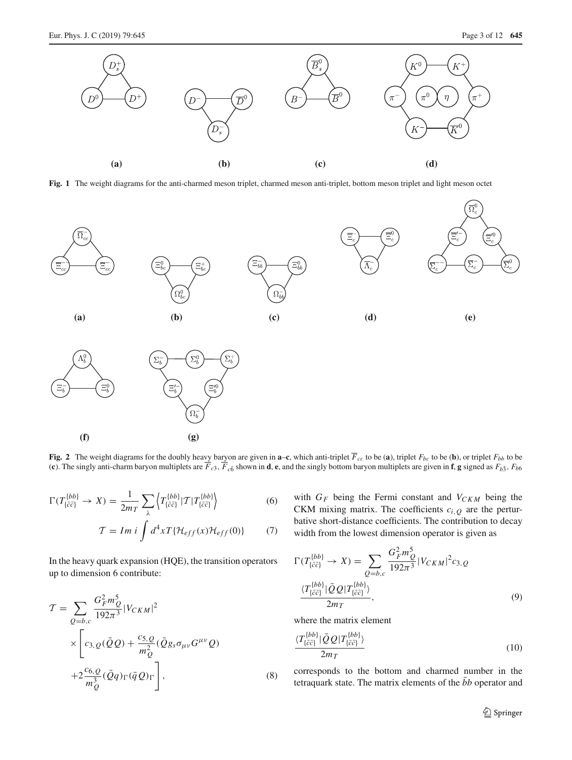**Fig. 1** The weight diagrams for the anti-charmed meson triplet, charmed meson anti-triplet, bottom meson triplet and light meson octet

**Fig. 2** The weight diagrams for the doubly heavy baryon are given in **a–c**, which anti-triplet $\overline{F}_{cc}$ to be (**a**), triplet $F_{bc}$ to be (**b**), or triplet $F_{bb}$ to be (**c**). The singly anti-charm baryon multiplets are $\overline{F}_{c3}$, $\overline{F}_{c\bar{6}}$ shown in **d**, **e**, and the singly bottom baryon multiplets are given in **f**, **g** signed as $F_{b\bar{3}}$, $F_{b6}$

$$\Gamma(T^{\{bb\}}_{\{\bar{c}\bar{c}\}} \to X) = \frac{1}{2m_T}\sum_{\lambda}\left\langle T^{\{bb\}}_{\{\bar{c}\bar{c}\}}|\mathcal{T}|T^{\{bb\}}_{\{\bar{c}\bar{c}\}}\right\rangle \tag{6}$$

$$\mathcal{T} = Im\, i\int d^4x T\{\mathcal{H}_{eff}(x)\mathcal{H}_{eff}(0)\} \tag{7}$$

In the heavy quark expansion (HQE), the transition operators up to dimension 6 contribute:

$$\mathcal{T} = \sum_{Q=b,c}\frac{G_F^2 m_Q^5}{192\pi^3}|V_{CKM}|^2 \times\left[c_{3,Q}(\bar{Q}Q) + \frac{c_{5,Q}}{m_Q^2}(\bar{Q}g_s\sigma_{\mu\nu}G^{\mu\nu}Q) +2\frac{c_{6,Q}}{m_Q^3}(\bar{Q}q)_\Gamma(\bar{q}Q)_\Gamma\right], \tag{8}$$

with $G_F$ being the Fermi constant and $V_{CKM}$ being the CKM mixing matrix. The coefficients $c_{i,Q}$ are the perturbative short-distance coefficients. The contribution to decay width from the lowest dimension operator is given as

$$\Gamma(T^{\{bb\}}_{\{\bar{c}\bar{c}\}} \to X) = \sum_{Q=b,c}\frac{G_F^2 m_Q^5}{192\pi^3}|V_{CKM}|^2 c_{3,Q} \frac{\langle T^{\{bb\}}_{\{\bar{c}\bar{c}\}}|\bar{Q}Q|T^{\{bb\}}_{\{\bar{c}\bar{c}\}}\rangle}{2m_T}, \tag{9}$$

where the matrix element

$$\frac{\langle T^{\{bb\}}_{\{\bar{c}\bar{c}\}}|\bar{Q}Q|T^{\{bb\}}_{\{\bar{c}\bar{c}\}}\rangle}{2m_T} \tag{10}$$

corresponds to the bottom and charmed number in the tetraquark state. The matrix elements of the $\bar{b}b$ operator and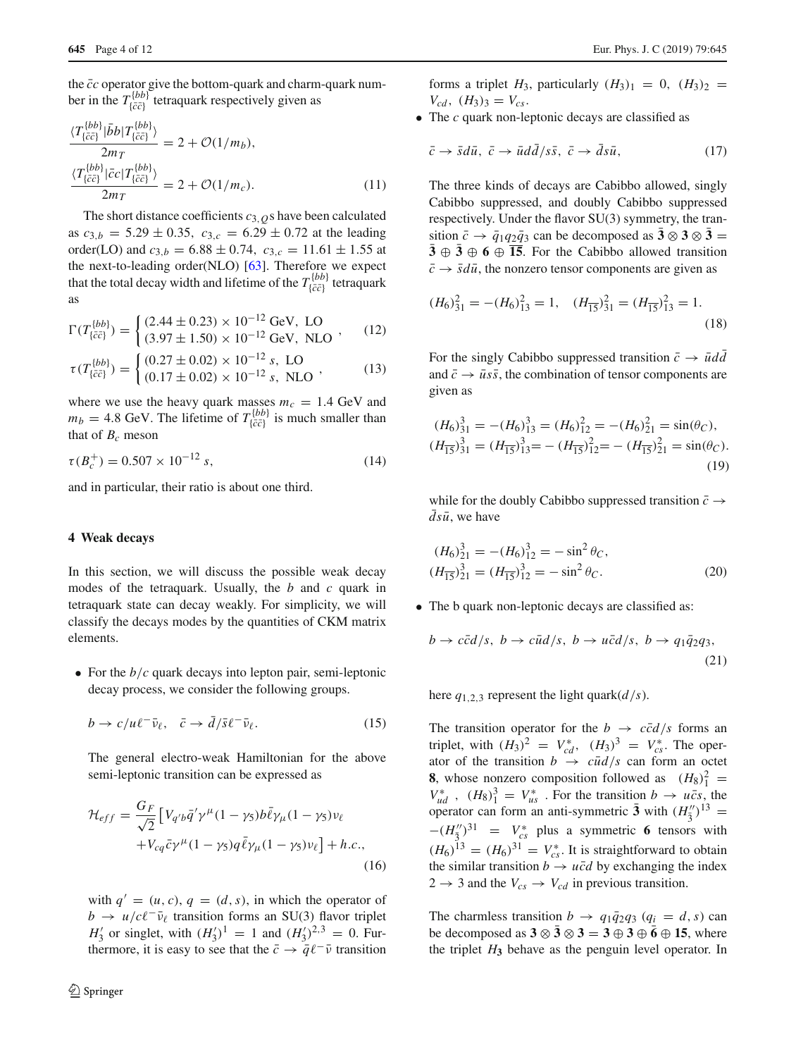the $\bar{c}c$ operator give the bottom-quark and charm-quark number in the $T^{\{bb\}}_{\{\bar{c}\bar{c}\}}$ tetraquark respectively given as

$$\frac{\langle T^{\{bb\}}_{\{\bar{c}\bar{c}\}}|\bar{b}b|T^{\{bb\}}_{\{\bar{c}\bar{c}\}}\rangle}{2m_T} = 2 + \mathcal{O}(1/m_b),$$
$$\frac{\langle T^{\{bb\}}_{\{\bar{c}\bar{c}\}}|\bar{c}c|T^{\{bb\}}_{\{\bar{c}\bar{c}\}}\rangle}{2m_T} = 2 + \mathcal{O}(1/m_c). \tag{11}$$

The short distance coefficients $c_{3,Q}$s have been calculated as $c_{3,b} = 5.29 \pm 0.35$, $c_{3,c} = 6.29 \pm 0.72$ at the leading order(LO) and $c_{3,b} = 6.88 \pm 0.74$, $c_{3,c} = 11.61 \pm 1.55$ at the next-to-leading order(NLO) [63]. Therefore we expect that the total decay width and lifetime of the $T^{\{bb\}}_{\{\bar{c}\bar{c}\}}$ tetraquark as

$$\Gamma(T^{\{bb\}}_{\{\bar{c}\bar{c}\}}) = \begin{cases} (2.44 \pm 0.23) \times 10^{-12}\ \text{GeV, LO} \\ (3.97 \pm 1.50) \times 10^{-12}\ \text{GeV, NLO} \end{cases}, \tag{12}$$

$$\tau(T^{\{bb\}}_{\{\bar{c}\bar{c}\}}) = \begin{cases} (0.27 \pm 0.02) \times 10^{-12}\ s,\ \text{LO} \\ (0.17 \pm 0.02) \times 10^{-12}\ s,\ \text{NLO} \end{cases}, \tag{13}$$

where we use the heavy quark masses $m_c = 1.4$ GeV and $m_b = 4.8$ GeV. The lifetime of $T^{\{bb\}}_{\{\bar{c}\bar{c}\}}$ is much smaller than that of $B_c$ meson

$$\tau(B_c^+) = 0.507 \times 10^{-12}\ s, \tag{14}$$

and in particular, their ratio is about one third.

## 4 Weak decays

In this section, we will discuss the possible weak decay modes of the tetraquark. Usually, the $b$ and $c$ quark in tetraquark state can decay weakly. For simplicity, we will classify the decays modes by the quantities of CKM matrix elements.

- For the $b/c$ quark decays into lepton pair, semi-leptonic decay process, we consider the following groups.

$$b \to c/u\ell^-\bar{\nu}_\ell, \quad \bar{c} \to \bar{d}/\bar{s}\ell^-\bar{\nu}_\ell. \tag{15}$$

The general electro-weak Hamiltonian for the above semi-leptonic transition can be expressed as

$$\mathcal{H}_{eff} = \frac{G_F}{\sqrt{2}}\big[V_{q'b}\bar{q}'\gamma^\mu(1-\gamma_5)b\bar{\ell}\gamma_\mu(1-\gamma_5)\nu_\ell$$
$$+V_{cq}\bar{c}\gamma^\mu(1-\gamma_5)q\bar{\ell}\gamma_\mu(1-\gamma_5)\nu_\ell\big] + h.c., \tag{16}$$

with $q' = (u, c)$, $q = (d, s)$, in which the operator of $b \to u/c\ell^-\bar{\nu}_\ell$ transition forms an SU(3) flavor triplet $H'_3$ or singlet, with $(H'_3)^1 = 1$ and $(H'_3)^{2,3} = 0$. Furthermore, it is easy to see that the $\bar{c} \to \bar{q}\ell^-\bar{\nu}$ transition forms a triplet $H_3$, particularly $(H_3)_1 = 0$, $(H_3)_2 = V_{cd}$, $(H_3)_3 = V_{cs}$.

- The $c$ quark non-leptonic decays are classified as

$$\bar{c} \to \bar{s}d\bar{u},\ \bar{c} \to \bar{u}d\bar{d}/s\bar{s},\ \bar{c} \to \bar{d}s\bar{u}, \tag{17}$$

The three kinds of decays are Cabibbo allowed, singly Cabibbo suppressed, and doubly Cabibbo suppressed respectively. Under the flavor SU(3) symmetry, the transition $\bar{c} \to \bar{q}_1 q_2 \bar{q}_3$ can be decomposed as $\bar{\mathbf{3}} \otimes \mathbf{3} \otimes \bar{\mathbf{3}} = \bar{\mathbf{3}} \oplus \bar{\mathbf{3}} \oplus \mathbf{6} \oplus \overline{\mathbf{15}}$. For the Cabibbo allowed transition $\bar{c} \to \bar{s}d\bar{u}$, the nonzero tensor components are given as

$$(H_6)^2_{31} = -(H_6)^2_{13} = 1, \quad (H_{\overline{15}})^2_{31} = (H_{\overline{15}})^2_{13} = 1. \tag{18}$$

For the singly Cabibbo suppressed transition $\bar{c} \to \bar{u}d\bar{d}$ and $\bar{c} \to \bar{u}s\bar{s}$, the combination of tensor components are given as

$$(H_6)^3_{31} = -(H_6)^3_{13} = (H_6)^2_{12} = -(H_6)^2_{21} = \sin(\theta_C),$$
$$(H_{\overline{15}})^3_{31} = (H_{\overline{15}})^3_{13} = -(H_{\overline{15}})^2_{12} = -(H_{\overline{15}})^2_{21} = \sin(\theta_C). \tag{19}$$

while for the doubly Cabibbo suppressed transition $\bar{c} \to \bar{d}s\bar{u}$, we have

$$(H_6)^3_{21} = -(H_6)^3_{12} = -\sin^2\theta_C,$$
$$(H_{\overline{15}})^3_{21} = (H_{\overline{15}})^3_{12} = -\sin^2\theta_C. \tag{20}$$

- The b quark non-leptonic decays are classified as:

$$b \to c\bar{c}d/s,\ b \to c\bar{u}d/s,\ b \to u\bar{c}d/s,\ b \to q_1\bar{q}_2q_3, \tag{21}$$

here $q_{1,2,3}$ represent the light quark($d/s$).

The transition operator for the $b \to c\bar{c}d/s$ forms an triplet, with $(H_3)^2 = V^*_{cd}$, $(H_3)^3 = V^*_{cs}$. The operator of the transition $b \to c\bar{u}d/s$ can form an octet $\mathbf{8}$, whose nonzero composition followed as $(H_8)^2_1 = V^*_{ud}$, $(H_8)^3_1 = V^*_{us}$. For the transition $b \to u\bar{c}s$, the operator can form an anti-symmetric $\bar{\mathbf{3}}$ with $(H''_{\bar{3}})^{13} = -(H''_{\bar{3}})^{31} = V^*_{cs}$ plus a symmetric $\mathbf{6}$ tensors with $(H_6)^{13} = (H_6)^{31} = V^*_{cs}$. It is straightforward to obtain the similar transition $b \to u\bar{c}d$ by exchanging the index $2 \to 3$ and the $V_{cs} \to V_{cd}$ in previous transition.

The charmless transition $b \to q_1\bar{q}_2q_3$ ($q_i = d, s$) can be decomposed as $\mathbf{3} \otimes \bar{\mathbf{3}} \otimes \mathbf{3} = \mathbf{3} \oplus \mathbf{3} \oplus \bar{\mathbf{6}} \oplus \mathbf{15}$, where the triplet $H_\mathbf{3}$ behave as the penguin level operator. In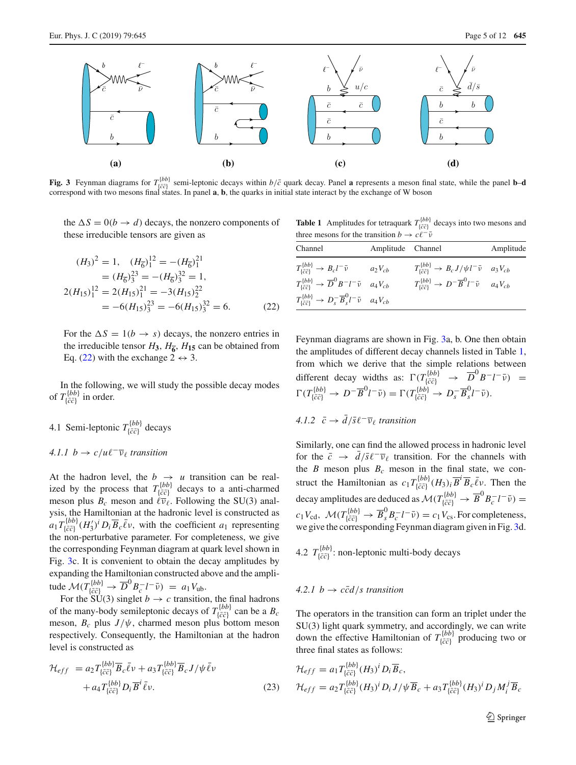**Fig. 3** Feynman diagrams for $T^{\{bb\}}_{\{\bar{c}\bar{c}\}}$ semi-leptonic decays within $b/\bar{c}$ quark decay. Panel **a** represents a meson final state, while the panel **b–d** correspond with two mesons final states. In panel **a**, **b**, the quarks in initial state interact by the exchange of W boson

the $\Delta S = 0(b \to d)$ decays, the nonzero components of these irreducible tensors are given as

$$
\begin{aligned}
(H_3)^2 &= 1, \quad (H_{\overline{6}})^{12}_1 = -(H_{\overline{6}})^{21}_1 \\
&= (H_{\overline{6}})^{23}_3 = -(H_{\overline{6}})^{32}_3 = 1, \\
2(H_{15})^{12}_1 &= 2(H_{15})^{21}_1 = -3(H_{15})^{22}_2 \\
&= -6(H_{15})^{23}_3 = -6(H_{15})^{32}_3 = 6. \qquad (22)
\end{aligned}
$$

For the $\Delta S = 1(b \to s)$ decays, the nonzero entries in the irreducible tensor $H_3$, $H_{\overline{6}}$, $H_{15}$ can be obtained from Eq. (22) with the exchange $2 \leftrightarrow 3$.

In the following, we will study the possible decay modes of $T^{\{bb\}}_{\{\bar{c}\bar{c}\}}$ in order.

## 4.1 Semi-leptonic $T^{\{bb\}}_{\{\bar{c}\bar{c}\}}$ decays

### 4.1.1 $b \to c/u\ell^-\overline{\nu}_\ell$ transition

At the hadron level, the $b \to u$ transition can be realized by the process that $T^{\{bb\}}_{\{\bar{c}\bar{c}\}}$ decays to a anti-charmed meson plus $B_c$ meson and $\ell\overline{\nu}_\ell$. Following the SU(3) analysis, the Hamiltonian at the hadronic level is constructed as $a_1 T^{\{bb\}}_{\{\bar{c}\bar{c}\}}(H'_3)^i D_i \overline{B}_c \bar{\ell}\nu$, with the coefficient $a_1$ representing the non-perturbative parameter. For completeness, we give the corresponding Feynman diagram at quark level shown in Fig. 3c. It is convenient to obtain the decay amplitudes by expanding the Hamiltonian constructed above and the amplitude $\mathcal{M}(T^{\{bb\}}_{\{\bar{c}\bar{c}\}} \to \overline{D}^0 B_c^- l^- \bar{\nu}) = a_1 V_{\rm ub}$.

For the SU(3) singlet $b \to c$ transition, the final hadrons of the many-body semileptonic decays of $T^{\{bb\}}_{\{\bar{c}\bar{c}\}}$ can be a $B_c$ meson, $B_c$ plus $J/\psi$, charmed meson plus bottom meson respectively. Consequently, the Hamiltonian at the hadron level is constructed as

$$
\begin{aligned}
\mathcal{H}_{eff} &= a_2 T^{\{bb\}}_{\{\bar{c}\bar{c}\}} \overline{B}_c \bar{\ell}\nu + a_3 T^{\{bb\}}_{\{\bar{c}\bar{c}\}} \overline{B}_c J/\psi \bar{\ell}\nu \\
&\quad + a_4 T^{\{bb\}}_{\{\bar{c}\bar{c}\}} D_i \overline{B}^i \bar{\ell}\nu. \qquad (23)
\end{aligned}
$$

**Table 1** Amplitudes for tetraquark $T^{\{bb\}}_{\{\bar{c}\bar{c}\}}$ decays into two mesons and three mesons for the transition $b \to c\ell^-\bar{\nu}$

| Channel | Amplitude | Channel | Amplitude |
|---|---|---|---|
| $T^{\{bb\}}_{\{\bar{c}\bar{c}\}} \to B_c l^- \bar{\nu}$ | $a_2 V_{cb}$ | $T^{\{bb\}}_{\{\bar{c}\bar{c}\}} \to B_c J/\psi l^- \bar{\nu}$ | $a_3 V_{cb}$ |
| $T^{\{bb\}}_{\{\bar{c}\bar{c}\}} \to \overline{D}^0 B^- l^- \bar{\nu}$ | $a_4 V_{cb}$ | $T^{\{bb\}}_{\{\bar{c}\bar{c}\}} \to D^- \overline{B}^0 l^- \bar{\nu}$ | $a_4 V_{cb}$ |
| $T^{\{bb\}}_{\{\bar{c}\bar{c}\}} \to D_s^- \overline{B}_s^0 l^- \bar{\nu}$ | $a_4 V_{cb}$ | | |

Feynman diagrams are shown in Fig. 3a, b. One then obtain the amplitudes of different decay channels listed in Table 1, from which we derive that the simple relations between different decay widths as: $\Gamma(T^{\{bb\}}_{\{\bar{c}\bar{c}\}} \to \overline{D}^0 B^- l^- \bar{\nu}) = \Gamma(T^{\{bb\}}_{\{\bar{c}\bar{c}\}} \to D^- \overline{B}^0 l^- \bar{\nu}) = \Gamma(T^{\{bb\}}_{\{\bar{c}\bar{c}\}} \to D_s^- \overline{B}_s^0 l^- \bar{\nu})$.

### 4.1.2 $\bar{c} \to \bar{d}/\bar{s}\ell^-\overline{\nu}_\ell$ transition

Similarly, one can find the allowed process in hadronic level for the $\bar{c} \to \bar{d}/\bar{s}\ell^-\overline{\nu}_\ell$ transition. For the channels with the $B$ meson plus $B_c$ meson in the final state, we construct the Hamiltonian as $c_1 T^{\{bb\}}_{\{\bar{c}\bar{c}\}}(H_3)_i \overline{B}^i \overline{B}_c \bar{\ell}\nu$. Then the decay amplitudes are deduced as $\mathcal{M}(T^{\{bb\}}_{\{\bar{c}\bar{c}\}} \to \overline{B}^0 B_c^- l^- \bar{\nu}) = c_1 V_{\rm cd}$, $\mathcal{M}(T^{\{bb\}}_{\{\bar{c}\bar{c}\}} \to \overline{B}_s^0 B_c^- l^- \bar{\nu}) = c_1 V_{\rm cs}$. For completeness, we give the corresponding Feynman diagram given in Fig. 3d.

## 4.2 $T^{\{bb\}}_{\{\bar{c}\bar{c}\}}$: non-leptonic multi-body decays

### 4.2.1 $b \to c\bar{c}d/s$ transition

The operators in the transition can form an triplet under the SU(3) light quark symmetry, and accordingly, we can write down the effective Hamiltonian of $T^{\{bb\}}_{\{\bar{c}\bar{c}\}}$ producing two or three final states as follows:

$$
\begin{aligned}
\mathcal{H}_{eff} &= a_1 T^{\{bb\}}_{\{\bar{c}\bar{c}\}}(H_3)^i D_i \overline{B}_c, \\
\mathcal{H}_{eff} &= a_2 T^{\{bb\}}_{\{\bar{c}\bar{c}\}}(H_3)^i D_i J/\psi \overline{B}_c + a_3 T^{\{bb\}}_{\{\bar{c}\bar{c}\}}(H_3)^i D_j M^j_i \overline{B}_c
\end{aligned}
$$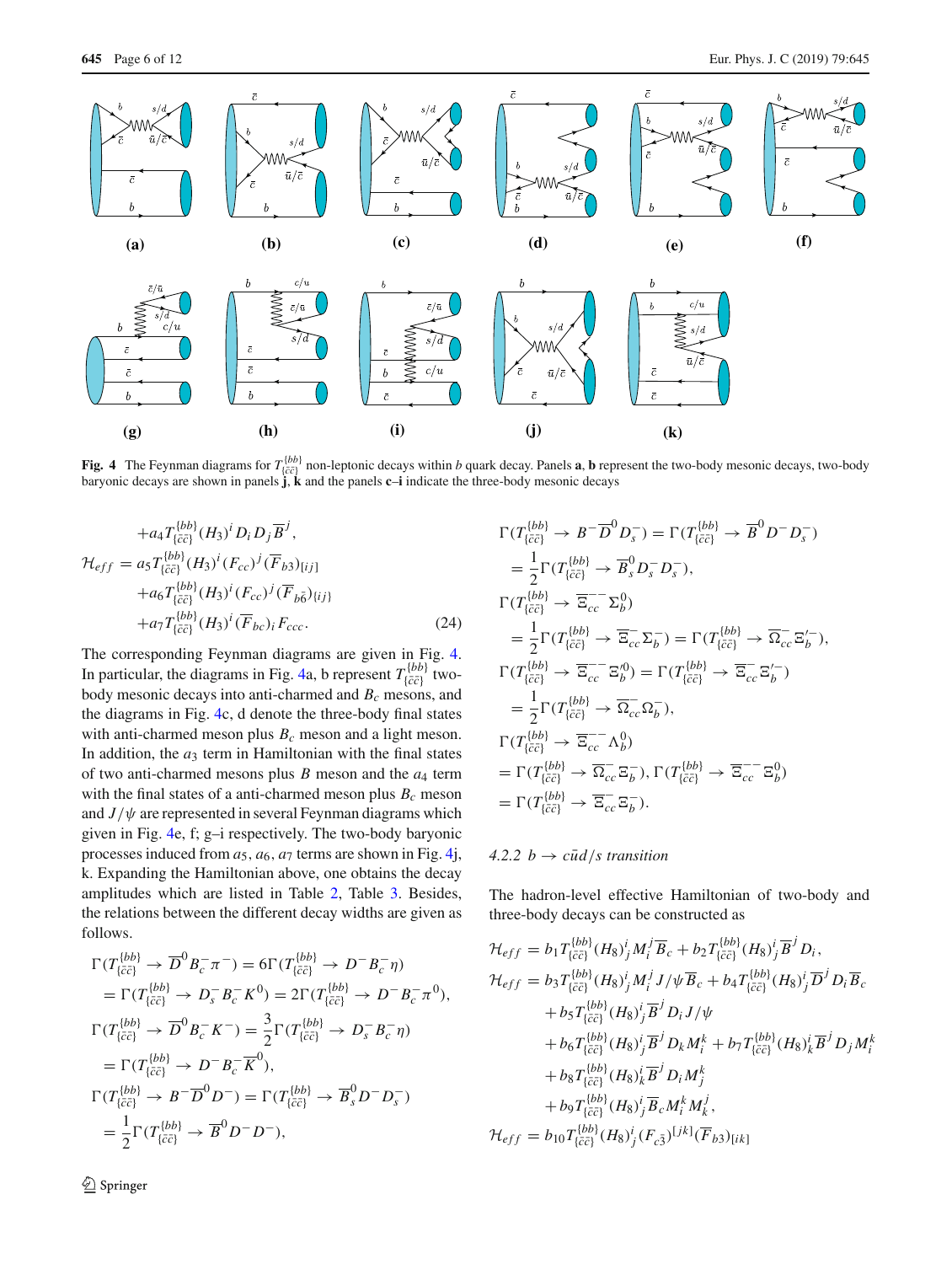Fig. 4 The Feynman diagrams for $T^{\{bb\}}_{\{\bar{c}\bar{c}\}}$ non-leptonic decays within $b$ quark decay. Panels **a**, **b** represent the two-body mesonic decays, two-body baryonic decays are shown in panels **j**, **k** and the panels **c**–**i** indicate the three-body mesonic decays

$$
\begin{aligned}
&+a_4 T^{\{bb\}}_{\{\bar{c}\bar{c}\}}(H_3)^i D_i D_j \overline{B}^j, \\
\mathcal{H}_{eff} &= a_5 T^{\{bb\}}_{\{\bar{c}\bar{c}\}}(H_3)^i (F_{cc})^j (\overline{F}_{b3})_{[ij]} \\
&+a_6 T^{\{bb\}}_{\{\bar{c}\bar{c}\}}(H_3)^i (F_{cc})^j (\overline{F}_{b\bar{6}})_{\{ij\}} \\
&+a_7 T^{\{bb\}}_{\{\bar{c}\bar{c}\}}(H_3)^i (\overline{F}_{bc})_i F_{ccc}. \qquad (24)
\end{aligned}
$$

The corresponding Feynman diagrams are given in Fig. 4. In particular, the diagrams in Fig. 4a, b represent $T^{\{bb\}}_{\{\bar{c}\bar{c}\}}$ two-body mesonic decays into anti-charmed and $B_c$ mesons, and the diagrams in Fig. 4c, d denote the three-body final states with anti-charmed meson plus $B_c$ meson and a light meson. In addition, the $a_3$ term in Hamiltonian with the final states of two anti-charmed mesons plus $B$ meson and the $a_4$ term with the final states of a anti-charmed meson plus $B_c$ meson and $J/\psi$ are represented in several Feynman diagrams which given in Fig. 4e, f; g–i respectively. The two-body baryonic processes induced from $a_5, a_6, a_7$ terms are shown in Fig. 4j, k. Expanding the Hamiltonian above, one obtains the decay amplitudes which are listed in Table 2, Table 3. Besides, the relations between the different decay widths are given as follows.

$$
\begin{aligned}
&\Gamma(T^{\{bb\}}_{\{\bar{c}\bar{c}\}} \to \overline{D}^0 B_c^- \pi^-) = 6\Gamma(T^{\{bb\}}_{\{\bar{c}\bar{c}\}} \to D^- B_c^- \eta) \\
&= \Gamma(T^{\{bb\}}_{\{\bar{c}\bar{c}\}} \to D_s^- B_c^- K^0) = 2\Gamma(T^{\{bb\}}_{\{\bar{c}\bar{c}\}} \to D^- B_c^- \pi^0), \\
&\Gamma(T^{\{bb\}}_{\{\bar{c}\bar{c}\}} \to \overline{D}^0 B_c^- K^-) = \frac{3}{2}\Gamma(T^{\{bb\}}_{\{\bar{c}\bar{c}\}} \to D_s^- B_c^- \eta) \\
&= \Gamma(T^{\{bb\}}_{\{\bar{c}\bar{c}\}} \to D^- B_c^- \overline{K}^0), \\
&\Gamma(T^{\{bb\}}_{\{\bar{c}\bar{c}\}} \to B^- \overline{D}^0 D^-) = \Gamma(T^{\{bb\}}_{\{\bar{c}\bar{c}\}} \to \overline{B}_s^0 D^- D_s^-) \\
&= \frac{1}{2}\Gamma(T^{\{bb\}}_{\{\bar{c}\bar{c}\}} \to \overline{B}^0 D^- D^-),
\end{aligned}
$$

$$
\begin{aligned}
&\Gamma(T^{\{bb\}}_{\{\bar{c}\bar{c}\}} \to B^- \overline{D}^0 D_s^-) = \Gamma(T^{\{bb\}}_{\{\bar{c}\bar{c}\}} \to \overline{B}^0 D^- D_s^-) \\
&= \frac{1}{2}\Gamma(T^{\{bb\}}_{\{\bar{c}\bar{c}\}} \to \overline{B}_s^0 D_s^- D_s^-), \\
&\Gamma(T^{\{bb\}}_{\{\bar{c}\bar{c}\}} \to \overline{\Xi}_{cc}^{--} \Sigma_b^0) \\
&= \frac{1}{2}\Gamma(T^{\{bb\}}_{\{\bar{c}\bar{c}\}} \to \overline{\Xi}_{cc}^{-} \Sigma_b^-) = \Gamma(T^{\{bb\}}_{\{\bar{c}\bar{c}\}} \to \overline{\Omega}_{cc}^{-} \Xi_b'^-), \\
&\Gamma(T^{\{bb\}}_{\{\bar{c}\bar{c}\}} \to \overline{\Xi}_{cc}^{--} \Xi_b'^0) = \Gamma(T^{\{bb\}}_{\{\bar{c}\bar{c}\}} \to \overline{\Xi}_{cc}^{-} \Xi_b'^-) \\
&= \frac{1}{2}\Gamma(T^{\{bb\}}_{\{\bar{c}\bar{c}\}} \to \overline{\Omega}_{cc}^{-} \Omega_b^-), \\
&\Gamma(T^{\{bb\}}_{\{\bar{c}\bar{c}\}} \to \overline{\Xi}_{cc}^{--} \Lambda_b^0) \\
&= \Gamma(T^{\{bb\}}_{\{\bar{c}\bar{c}\}} \to \overline{\Omega}_{cc}^{-} \Xi_b^-), \Gamma(T^{\{bb\}}_{\{\bar{c}\bar{c}\}} \to \overline{\Xi}_{cc}^{--} \Xi_b^0) \\
&= \Gamma(T^{\{bb\}}_{\{\bar{c}\bar{c}\}} \to \overline{\Xi}_{cc}^{-} \Xi_b^-).
\end{aligned}
$$

#### 4.2.2 $b \to c\bar{u}d/s$ transition

The hadron-level effective Hamiltonian of two-body and three-body decays can be constructed as

$$
\begin{aligned}
\mathcal{H}_{eff} &= b_1 T^{\{bb\}}_{\{\bar{c}\bar{c}\}}(H_8)^i_j M^j_i \overline{B}_c + b_2 T^{\{bb\}}_{\{\bar{c}\bar{c}\}}(H_8)^i_j \overline{B}^j D_i, \\
\mathcal{H}_{eff} &= b_3 T^{\{bb\}}_{\{\bar{c}\bar{c}\}}(H_8)^i_j M^j_i J/\psi \overline{B}_c + b_4 T^{\{bb\}}_{\{\bar{c}\bar{c}\}}(H_8)^i_j \overline{D}^j D_i \overline{B}_c \\
&+ b_5 T^{\{bb\}}_{\{\bar{c}\bar{c}\}}(H_8)^i_j \overline{B}^j D_i J/\psi \\
&+ b_6 T^{\{bb\}}_{\{\bar{c}\bar{c}\}}(H_8)^i_j \overline{B}^j D_k M^k_i + b_7 T^{\{bb\}}_{\{\bar{c}\bar{c}\}}(H_8)^i_k \overline{B}^j D_j M^k_i \\
&+ b_8 T^{\{bb\}}_{\{\bar{c}\bar{c}\}}(H_8)^i_k \overline{B}^j D_i M^k_j \\
&+ b_9 T^{\{bb\}}_{\{\bar{c}\bar{c}\}}(H_8)^i_j \overline{B}_c M^k_i M^j_k, \\
\mathcal{H}_{eff} &= b_{10} T^{\{bb\}}_{\{\bar{c}\bar{c}\}}(H_8)^i_j (F_{c\bar{3}})^{[jk]} (\overline{F}_{b3})_{[ik]}
\end{aligned}
$$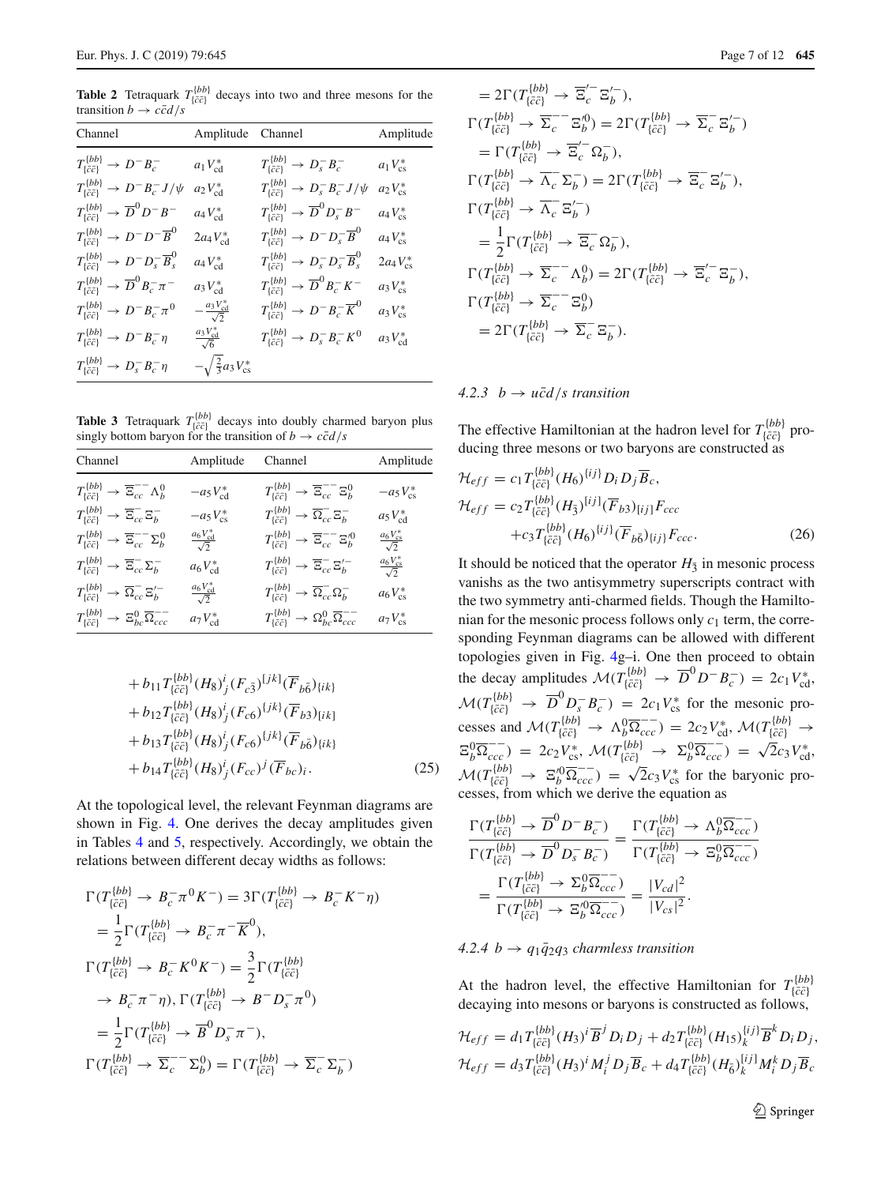**Table 2** Tetraquark $T^{\{bb\}}_{\{\bar{c}\bar{c}\}}$ decays into two and three mesons for the transition $b \to c\bar{c}d/s$

| Channel | Amplitude | Channel | Amplitude |
|---|---|---|---|
| $T^{\{bb\}}_{\{\bar{c}\bar{c}\}} \to D^- B_c^-$ | $a_1 V_{cd}^*$ | $T^{\{bb\}}_{\{\bar{c}\bar{c}\}} \to D_s^- B_c^-$ | $a_1 V_{cs}^*$ |
| $T^{\{bb\}}_{\{\bar{c}\bar{c}\}} \to D^- B_c^- J/\psi$ | $a_2 V_{cd}^*$ | $T^{\{bb\}}_{\{\bar{c}\bar{c}\}} \to D_s^- B_c^- J/\psi$ | $a_2 V_{cs}^*$ |
| $T^{\{bb\}}_{\{\bar{c}\bar{c}\}} \to \overline{D}^0 D^- B^-$ | $a_4 V_{cd}^*$ | $T^{\{bb\}}_{\{\bar{c}\bar{c}\}} \to \overline{D}^0 D_s^- B^-$ | $a_4 V_{cs}^*$ |
| $T^{\{bb\}}_{\{\bar{c}\bar{c}\}} \to D^- D^- \overline{B}^0$ | $2a_4 V_{cd}^*$ | $T^{\{bb\}}_{\{\bar{c}\bar{c}\}} \to D^- D_s^- \overline{B}^0$ | $a_4 V_{cs}^*$ |
| $T^{\{bb\}}_{\{\bar{c}\bar{c}\}} \to D^- D_s^- \overline{B}_s^0$ | $a_4 V_{cd}^*$ | $T^{\{bb\}}_{\{\bar{c}\bar{c}\}} \to D_s^- D_s^- \overline{B}_s^0$ | $2a_4 V_{cs}^*$ |
| $T^{\{bb\}}_{\{\bar{c}\bar{c}\}} \to \overline{D}^0 B_c^- \pi^-$ | $a_3 V_{cd}^*$ | $T^{\{bb\}}_{\{\bar{c}\bar{c}\}} \to \overline{D}^0 B_c^- K^-$ | $a_3 V_{cs}^*$ |
| $T^{\{bb\}}_{\{\bar{c}\bar{c}\}} \to D^- B_c^- \pi^0$ | $-\frac{a_3 V_{cd}^*}{\sqrt{2}}$ | $T^{\{bb\}}_{\{\bar{c}\bar{c}\}} \to D^- B_c^- \overline{K}^0$ | $a_3 V_{cs}^*$ |
| $T^{\{bb\}}_{\{\bar{c}\bar{c}\}} \to D^- B_c^- \eta$ | $\frac{a_3 V_{cd}^*}{\sqrt{6}}$ | $T^{\{bb\}}_{\{\bar{c}\bar{c}\}} \to D_s^- B_c^- K^0$ | $a_3 V_{cd}^*$ |
| $T^{\{bb\}}_{\{\bar{c}\bar{c}\}} \to D_s^- B_c^- \eta$ | $-\sqrt{\frac{2}{3}} a_3 V_{cs}^*$ | | |

**Table 3** Tetraquark $T^{\{bb\}}_{\{\bar{c}\bar{c}\}}$ decays into doubly charmed baryon plus singly bottom baryon for the transition of $b \to c\bar{c}d/s$

| Channel | Amplitude | Channel | Amplitude |
|---|---|---|---|
| $T^{\{bb\}}_{\{\bar{c}\bar{c}\}} \to \overline{\Xi}_{cc}^{--} \Lambda_b^0$ | $-a_5 V_{cd}^*$ | $T^{\{bb\}}_{\{\bar{c}\bar{c}\}} \to \overline{\Xi}_{cc}^{--} \Xi_b^0$ | $-a_5 V_{cs}^*$ |
| $T^{\{bb\}}_{\{\bar{c}\bar{c}\}} \to \overline{\Xi}_{cc}^{-} \Xi_b^-$ | $-a_5 V_{cs}^*$ | $T^{\{bb\}}_{\{\bar{c}\bar{c}\}} \to \overline{\Omega}_{cc}^{-} \Xi_b^-$ | $a_5 V_{cd}^*$ |
| $T^{\{bb\}}_{\{\bar{c}\bar{c}\}} \to \overline{\Xi}_{cc}^{--} \Sigma_b^0$ | $\frac{a_6 V_{cd}^*}{\sqrt{2}}$ | $T^{\{bb\}}_{\{\bar{c}\bar{c}\}} \to \overline{\Xi}_{cc}^{--} \Xi_b^{\prime 0}$ | $\frac{a_6 V_{cs}^*}{\sqrt{2}}$ |
| $T^{\{bb\}}_{\{\bar{c}\bar{c}\}} \to \overline{\Xi}_{cc}^{-} \Sigma_b^-$ | $a_6 V_{cd}^*$ | $T^{\{bb\}}_{\{\bar{c}\bar{c}\}} \to \overline{\Xi}_{cc}^{-} \Xi_b^{\prime -}$ | $\frac{a_6 V_{cs}^*}{\sqrt{2}}$ |
| $T^{\{bb\}}_{\{\bar{c}\bar{c}\}} \to \overline{\Omega}_{cc}^{-} \Xi_b^{\prime -}$ | $\frac{a_6 V_{cd}^*}{\sqrt{2}}$ | $T^{\{bb\}}_{\{\bar{c}\bar{c}\}} \to \overline{\Omega}_{cc}^{-} \Omega_b^-$ | $a_6 V_{cs}^*$ |
| $T^{\{bb\}}_{\{\bar{c}\bar{c}\}} \to \Xi_{bc}^0 \overline{\Omega}_{ccc}^{--}$ | $a_7 V_{cd}^*$ | $T^{\{bb\}}_{\{\bar{c}\bar{c}\}} \to \Omega_{bc}^0 \overline{\Omega}_{ccc}^{--}$ | $a_7 V_{cs}^*$ |

$$
\begin{aligned}
&+ b_{11} T^{\{bb\}}_{\{\bar{c}\bar{c}\}} (H_8)^i_j (F_{c\bar{3}})^{[jk]} (\overline{F}_{b\bar{6}})_{\{ik\}} \\
&+ b_{12} T^{\{bb\}}_{\{\bar{c}\bar{c}\}} (H_8)^i_j (F_{c6})^{\{jk\}} (\overline{F}_{b3})_{[ik]} \\
&+ b_{13} T^{\{bb\}}_{\{\bar{c}\bar{c}\}} (H_8)^i_j (F_{c6})^{\{jk\}} (\overline{F}_{b\bar{6}})_{\{ik\}} \\
&+ b_{14} T^{\{bb\}}_{\{\bar{c}\bar{c}\}} (H_8)^i_j (F_{cc})^j (\overline{F}_{bc})_i. \qquad (25)
\end{aligned}
$$

At the topological level, the relevant Feynman diagrams are shown in Fig. 4. One derives the decay amplitudes given in Tables 4 and 5, respectively. Accordingly, we obtain the relations between different decay widths as follows:

$$
\begin{aligned}
&\Gamma(T^{\{bb\}}_{\{\bar{c}\bar{c}\}} \to B_c^- \pi^0 K^-) = 3\Gamma(T^{\{bb\}}_{\{\bar{c}\bar{c}\}} \to B_c^- K^- \eta) \\
&= \frac{1}{2}\Gamma(T^{\{bb\}}_{\{\bar{c}\bar{c}\}} \to B_c^- \pi^- \overline{K}^0), \\
&\Gamma(T^{\{bb\}}_{\{\bar{c}\bar{c}\}} \to B_c^- K^0 K^-) = \frac{3}{2}\Gamma(T^{\{bb\}}_{\{\bar{c}\bar{c}\}} \\
&\to B_c^- \pi^- \eta), \Gamma(T^{\{bb\}}_{\{\bar{c}\bar{c}\}} \to B^- D_s^- \pi^0) \\
&= \frac{1}{2}\Gamma(T^{\{bb\}}_{\{\bar{c}\bar{c}\}} \to \overline{B}^0 D_s^- \pi^-), \\
&\Gamma(T^{\{bb\}}_{\{\bar{c}\bar{c}\}} \to \overline{\Sigma}_c^{--} \Sigma_b^0) = \Gamma(T^{\{bb\}}_{\{\bar{c}\bar{c}\}} \to \overline{\Sigma}_c^- \Sigma_b^-) \\
&= 2\Gamma(T^{\{bb\}}_{\{\bar{c}\bar{c}\}} \to \overline{\Xi}_c^{\prime -} \Xi_b^{\prime -}), \\
&\Gamma(T^{\{bb\}}_{\{\bar{c}\bar{c}\}} \to \overline{\Sigma}_c^{--} \Xi_b^{\prime 0}) = 2\Gamma(T^{\{bb\}}_{\{\bar{c}\bar{c}\}} \to \overline{\Sigma}_c^- \Xi_b^{\prime -}) \\
&= \Gamma(T^{\{bb\}}_{\{\bar{c}\bar{c}\}} \to \overline{\Xi}_c^{\prime -} \Omega_b^-), \\
&\Gamma(T^{\{bb\}}_{\{\bar{c}\bar{c}\}} \to \overline{\Lambda}_c^- \Sigma_b^-) = 2\Gamma(T^{\{bb\}}_{\{\bar{c}\bar{c}\}} \to \overline{\Xi}_c^- \Xi_b^{\prime -}), \\
&\Gamma(T^{\{bb\}}_{\{\bar{c}\bar{c}\}} \to \overline{\Lambda}_c^- \Xi_b^{\prime -}) \\
&= \frac{1}{2}\Gamma(T^{\{bb\}}_{\{\bar{c}\bar{c}\}} \to \overline{\Xi}_c^- \Omega_b^-), \\
&\Gamma(T^{\{bb\}}_{\{\bar{c}\bar{c}\}} \to \overline{\Sigma}_c^{--} \Lambda_b^0) = 2\Gamma(T^{\{bb\}}_{\{\bar{c}\bar{c}\}} \to \overline{\Xi}_c^{\prime -} \Xi_b^-), \\
&\Gamma(T^{\{bb\}}_{\{\bar{c}\bar{c}\}} \to \overline{\Sigma}_c^{--} \Xi_b^0) \\
&= 2\Gamma(T^{\{bb\}}_{\{\bar{c}\bar{c}\}} \to \overline{\Sigma}_c^- \Xi_b^-).
\end{aligned}
$$

#### 4.2.3 $b \to u\bar{c}d/s$ transition

The effective Hamiltonian at the hadron level for $T^{\{bb\}}_{\{\bar{c}\bar{c}\}}$ producing three mesons or two baryons are constructed as

$$
\begin{aligned}
\mathcal{H}_{eff} &= c_1 T^{\{bb\}}_{\{\bar{c}\bar{c}\}} (H_6)^{\{ij\}} D_i D_j \overline{B}_c, \\
\mathcal{H}_{eff} &= c_2 T^{\{bb\}}_{\{\bar{c}\bar{c}\}} (H_{\bar{3}})^{[ij]} (\overline{F}_{b3})_{[ij]} F_{ccc} \\
&\quad + c_3 T^{\{bb\}}_{\{\bar{c}\bar{c}\}} (H_6)^{\{ij\}} (\overline{F}_{b\bar{6}})_{\{ij\}} F_{ccc}. \qquad (26)
\end{aligned}
$$

It should be noticed that the operator $H_{\bar{3}}$ in mesonic process vanishes as the two antisymmetry superscripts contract with the two symmetry anti-charmed fields. Though the Hamiltonian for the mesonic process follows only $c_1$ term, the corresponding Feynman diagrams can be allowed with different topologies given in Fig. 4g–i. One then proceed to obtain the decay amplitudes $\mathcal{M}(T^{\{bb\}}_{\{\bar{c}\bar{c}\}} \to \overline{D}^0 D^- B_c^-) = 2c_1 V_{cd}^*$, $\mathcal{M}(T^{\{bb\}}_{\{\bar{c}\bar{c}\}} \to \overline{D}^0 D_s^- B_c^-) = 2c_1 V_{cs}^*$ for the mesonic processes and $\mathcal{M}(T^{\{bb\}}_{\{\bar{c}\bar{c}\}} \to \Lambda_b^0 \overline{\Omega}_{ccc}^{--}) = 2c_2 V_{cd}^*$, $\mathcal{M}(T^{\{bb\}}_{\{\bar{c}\bar{c}\}} \to \Xi_b^0 \overline{\Omega}_{ccc}^{--}) = 2c_2 V_{cs}^*$, $\mathcal{M}(T^{\{bb\}}_{\{\bar{c}\bar{c}\}} \to \Sigma_b^0 \overline{\Omega}_{ccc}^{--}) = \sqrt{2}c_3 V_{cd}^*$, $\mathcal{M}(T^{\{bb\}}_{\{\bar{c}\bar{c}\}} \to \Xi_b^{\prime 0} \overline{\Omega}_{ccc}^{--}) = \sqrt{2}c_3 V_{cs}^*$ for the baryonic processes, from which we derive the equation as

$$
\begin{aligned}
&\frac{\Gamma(T^{\{bb\}}_{\{\bar{c}\bar{c}\}} \to \overline{D}^0 D^- B_c^-)}{\Gamma(T^{\{bb\}}_{\{\bar{c}\bar{c}\}} \to \overline{D}^0 D_s^- B_c^-)} = \frac{\Gamma(T^{\{bb\}}_{\{\bar{c}\bar{c}\}} \to \Lambda_b^0 \overline{\Omega}_{ccc}^{--})}{\Gamma(T^{\{bb\}}_{\{\bar{c}\bar{c}\}} \to \Xi_b^0 \overline{\Omega}_{ccc}^{--})} \\
&= \frac{\Gamma(T^{\{bb\}}_{\{\bar{c}\bar{c}\}} \to \Sigma_b^0 \overline{\Omega}_{ccc}^{--})}{\Gamma(T^{\{bb\}}_{\{\bar{c}\bar{c}\}} \to \Xi_b^{\prime 0} \overline{\Omega}_{ccc}^{--})} = \frac{|V_{cd}|^2}{|V_{cs}|^2}.
\end{aligned}
$$

#### 4.2.4 $b \to q_1\bar{q}_2 q_3$ charmless transition

At the hadron level, the effective Hamiltonian for $T^{\{bb\}}_{\{\bar{c}\bar{c}\}}$ decaying into mesons or baryons is constructed as follows,

$$
\begin{aligned}
\mathcal{H}_{eff} &= d_1 T^{\{bb\}}_{\{\bar{c}\bar{c}\}} (H_3)^i \overline{B}^j D_i D_j + d_2 T^{\{bb\}}_{\{\bar{c}\bar{c}\}} (H_{15})^{\{ij\}}_k \overline{B}^k D_i D_j, \\
\mathcal{H}_{eff} &= d_3 T^{\{bb\}}_{\{\bar{c}\bar{c}\}} (H_3)^i M^j_i D_j \overline{B}_c + d_4 T^{\{bb\}}_{\{\bar{c}\bar{c}\}} (H_{\bar{6}})^{[ij]}_k M^k_i D_j \overline{B}_c
\end{aligned}
$$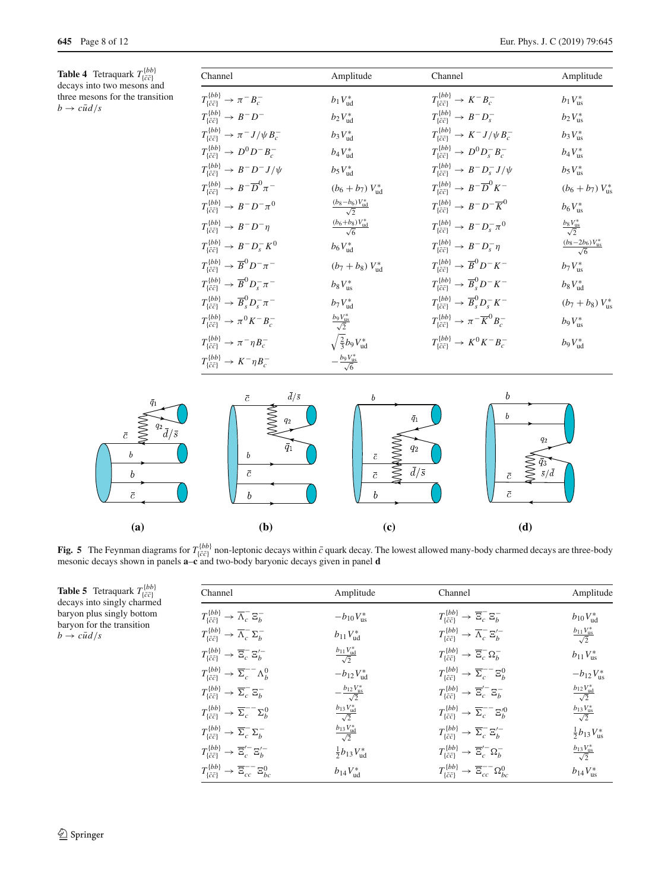**Table 4** Tetraquark $T^{\{bb\}}_{\{\bar{c}\bar{c}\}}$ decays into two mesons and three mesons for the transition $b \to c\bar{u}d/s$

| Channel | Amplitude | Channel | Amplitude |
|---|---|---|---|
| $T^{\{bb\}}_{\{\bar{c}\bar{c}\}} \to \pi^- B_c^-$ | $b_1 V_{ud}^*$ | $T^{\{bb\}}_{\{\bar{c}\bar{c}\}} \to K^- B_c^-$ | $b_1 V_{us}^*$ |
| $T^{\{bb\}}_{\{\bar{c}\bar{c}\}} \to B^- D^-$ | $b_2 V_{ud}^*$ | $T^{\{bb\}}_{\{\bar{c}\bar{c}\}} \to B^- D_s^-$ | $b_2 V_{us}^*$ |
| $T^{\{bb\}}_{\{\bar{c}\bar{c}\}} \to \pi^- J/\psi B_c^-$ | $b_3 V_{ud}^*$ | $T^{\{bb\}}_{\{\bar{c}\bar{c}\}} \to K^- J/\psi B_c^-$ | $b_3 V_{us}^*$ |
| $T^{\{bb\}}_{\{\bar{c}\bar{c}\}} \to D^0 D^- B_c^-$ | $b_4 V_{ud}^*$ | $T^{\{bb\}}_{\{\bar{c}\bar{c}\}} \to D^0 D_s^- B_c^-$ | $b_4 V_{us}^*$ |
| $T^{\{bb\}}_{\{\bar{c}\bar{c}\}} \to B^- D^- J/\psi$ | $b_5 V_{ud}^*$ | $T^{\{bb\}}_{\{\bar{c}\bar{c}\}} \to B^- D_s^- J/\psi$ | $b_5 V_{us}^*$ |
| $T^{\{bb\}}_{\{\bar{c}\bar{c}\}} \to B^- \overline{D}^0 \pi^-$ | $(b_6 + b_7)\, V_{ud}^*$ | $T^{\{bb\}}_{\{\bar{c}\bar{c}\}} \to B^- \overline{D}^0 K^-$ | $(b_6 + b_7)\, V_{us}^*$ |
| $T^{\{bb\}}_{\{\bar{c}\bar{c}\}} \to B^- D^- \pi^0$ | $\frac{(b_8 - b_6) V_{ud}^*}{\sqrt{2}}$ | $T^{\{bb\}}_{\{\bar{c}\bar{c}\}} \to B^- D^- \overline{K}^0$ | $b_6 V_{us}^*$ |
| $T^{\{bb\}}_{\{\bar{c}\bar{c}\}} \to B^- D^- \eta$ | $\frac{(b_6 + b_8) V_{ud}^*}{\sqrt{6}}$ | $T^{\{bb\}}_{\{\bar{c}\bar{c}\}} \to B^- D_s^- \pi^0$ | $\frac{b_8 V_{us}^*}{\sqrt{2}}$ |
| $T^{\{bb\}}_{\{\bar{c}\bar{c}\}} \to B^- D_s^- K^0$ | $b_6 V_{ud}^*$ | $T^{\{bb\}}_{\{\bar{c}\bar{c}\}} \to B^- D_s^- \eta$ | $\frac{(b_8 - 2b_6) V_{us}^*}{\sqrt{6}}$ |
| $T^{\{bb\}}_{\{\bar{c}\bar{c}\}} \to \overline{B}^0 D^- \pi^-$ | $(b_7 + b_8)\, V_{ud}^*$ | $T^{\{bb\}}_{\{\bar{c}\bar{c}\}} \to \overline{B}^0 D^- K^-$ | $b_7 V_{us}^*$ |
| $T^{\{bb\}}_{\{\bar{c}\bar{c}\}} \to \overline{B}^0 D_s^- \pi^-$ | $b_8 V_{us}^*$ | $T^{\{bb\}}_{\{\bar{c}\bar{c}\}} \to \overline{B}_s^0 D^- K^-$ | $b_8 V_{ud}^*$ |
| $T^{\{bb\}}_{\{\bar{c}\bar{c}\}} \to \overline{B}_s^0 D_s^- \pi^-$ | $b_7 V_{ud}^*$ | $T^{\{bb\}}_{\{\bar{c}\bar{c}\}} \to \overline{B}_s^0 D_s^- K^-$ | $(b_7 + b_8)\, V_{us}^*$ |
| $T^{\{bb\}}_{\{\bar{c}\bar{c}\}} \to \pi^0 K^- B_c^-$ | $\frac{b_9 V_{us}^*}{\sqrt{2}}$ | $T^{\{bb\}}_{\{\bar{c}\bar{c}\}} \to \pi^- \overline{K}^0 B_c^-$ | $b_9 V_{us}^*$ |
| $T^{\{bb\}}_{\{\bar{c}\bar{c}\}} \to \pi^- \eta B_c^-$ | $\sqrt{\frac{2}{3}} b_9 V_{ud}^*$ | $T^{\{bb\}}_{\{\bar{c}\bar{c}\}} \to K^0 K^- B_c^-$ | $b_9 V_{ud}^*$ |
| $T^{\{bb\}}_{\{\bar{c}\bar{c}\}} \to K^- \eta B_c^-$ | $-\frac{b_9 V_{us}^*}{\sqrt{6}}$ | | |

**Fig. 5** The Feynman diagrams for $T^{\{bb\}}_{\{\bar{c}\bar{c}\}}$ non-leptonic decays within $\bar{c}$ quark decay. The lowest allowed many-body charmed decays are three-body mesonic decays shown in panels **a**–**c** and two-body baryonic decays given in panel **d**

**Table 5** Tetraquark $T^{\{bb\}}_{\{\bar{c}\bar{c}\}}$ decays into singly charmed baryon plus singly bottom baryon for the transition $b \to c\bar{u}d/s$

| Channel | Amplitude | Channel | Amplitude |
|---|---|---|---|
| $T^{\{bb\}}_{\{\bar{c}\bar{c}\}} \to \overline{\Lambda}_c^- \Xi_b^-$ | $-b_{10} V_{us}^*$ | $T^{\{bb\}}_{\{\bar{c}\bar{c}\}} \to \overline{\Xi}_c^- \Xi_b^-$ | $b_{10} V_{ud}^*$ |
| $T^{\{bb\}}_{\{\bar{c}\bar{c}\}} \to \overline{\Lambda}_c^- \Sigma_b^-$ | $b_{11} V_{ud}^*$ | $T^{\{bb\}}_{\{\bar{c}\bar{c}\}} \to \overline{\Lambda}_c^- \Xi_b'^-$ | $\frac{b_{11} V_{us}^*}{\sqrt{2}}$ |
| $T^{\{bb\}}_{\{\bar{c}\bar{c}\}} \to \overline{\Xi}_c^- \Xi_b'^-$ | $\frac{b_{11} V_{ud}^*}{\sqrt{2}}$ | $T^{\{bb\}}_{\{\bar{c}\bar{c}\}} \to \overline{\Xi}_c^- \Omega_b^-$ | $b_{11} V_{us}^*$ |
| $T^{\{bb\}}_{\{\bar{c}\bar{c}\}} \to \overline{\Sigma}_c^{--} \Lambda_b^0$ | $-b_{12} V_{ud}^*$ | $T^{\{bb\}}_{\{\bar{c}\bar{c}\}} \to \overline{\Sigma}_c^{--} \Xi_b^0$ | $-b_{12} V_{us}^*$ |
| $T^{\{bb\}}_{\{\bar{c}\bar{c}\}} \to \overline{\Sigma}_c^- \Xi_b^-$ | $-\frac{b_{12} V_{us}^*}{\sqrt{2}}$ | $T^{\{bb\}}_{\{\bar{c}\bar{c}\}} \to \overline{\Xi}_c'^- \Xi_b^-$ | $\frac{b_{12} V_{ud}^*}{\sqrt{2}}$ |
| $T^{\{bb\}}_{\{\bar{c}\bar{c}\}} \to \overline{\Sigma}_c^{--} \Sigma_b^0$ | $\frac{b_{13} V_{ud}^*}{\sqrt{2}}$ | $T^{\{bb\}}_{\{\bar{c}\bar{c}\}} \to \overline{\Sigma}_c^{--} \Xi_b'^0$ | $\frac{b_{13} V_{us}^*}{\sqrt{2}}$ |
| $T^{\{bb\}}_{\{\bar{c}\bar{c}\}} \to \overline{\Sigma}_c^- \Sigma_b^-$ | $\frac{b_{13} V_{ud}^*}{\sqrt{2}}$ | $T^{\{bb\}}_{\{\bar{c}\bar{c}\}} \to \overline{\Sigma}_c^- \Xi_b'^-$ | $\frac{1}{2} b_{13} V_{us}^*$ |
| $T^{\{bb\}}_{\{\bar{c}\bar{c}\}} \to \overline{\Xi}_c'^- \Xi_b'^-$ | $\frac{1}{2} b_{13} V_{ud}^*$ | $T^{\{bb\}}_{\{\bar{c}\bar{c}\}} \to \overline{\Xi}_c'^- \Omega_b^-$ | $\frac{b_{13} V_{us}^*}{\sqrt{2}}$ |
| $T^{\{bb\}}_{\{\bar{c}\bar{c}\}} \to \overline{\Xi}_{cc}^{--} \Xi_{bc}^0$ | $b_{14} V_{ud}^*$ | $T^{\{bb\}}_{\{\bar{c}\bar{c}\}} \to \overline{\Xi}_{cc}^{--} \Omega_{bc}^0$ | $b_{14} V_{us}^*$ |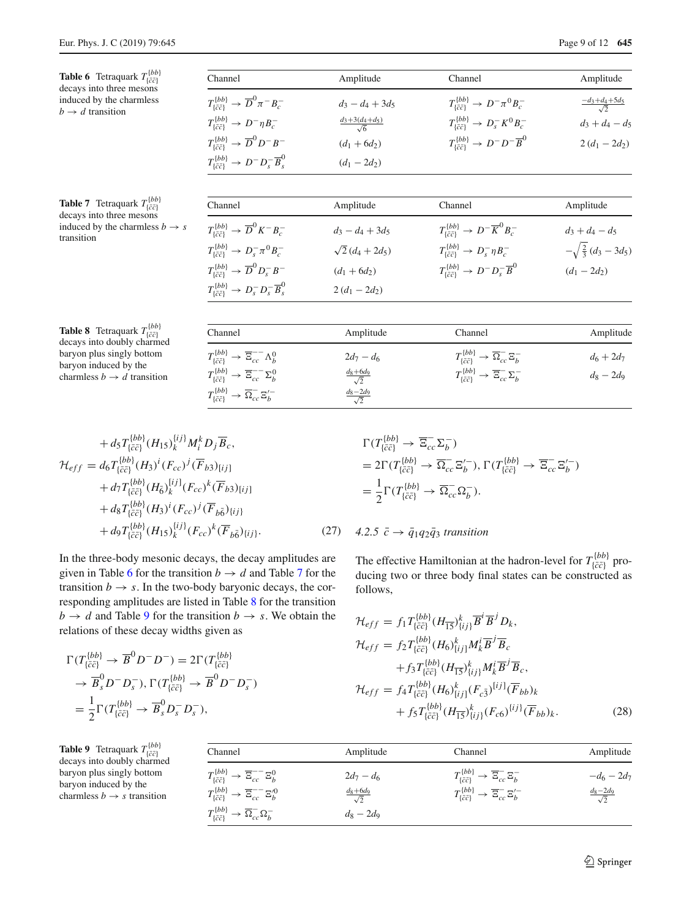**Table 6** Tetraquark $T^{\{bb\}}_{\{\bar{c}\bar{c}\}}$ decays into three mesons induced by the charmless $b \to d$ transition

| Channel | Amplitude | Channel | Amplitude |
|---|---|---|---|
| $T^{\{bb\}}_{\{\bar{c}\bar{c}\}} \to \overline{D}^0 \pi^- B_c^-$ | $d_3 - d_4 + 3d_5$ | $T^{\{bb\}}_{\{\bar{c}\bar{c}\}} \to D^- \pi^0 B_c^-$ | $\frac{-d_3+d_4+5d_5}{\sqrt{2}}$ |
| $T^{\{bb\}}_{\{\bar{c}\bar{c}\}} \to D^- \eta B_c^-$ | $\frac{d_3+3(d_4+d_5)}{\sqrt{6}}$ | $T^{\{bb\}}_{\{\bar{c}\bar{c}\}} \to D_s^- K^0 B_c^-$ | $d_3 + d_4 - d_5$ |
| $T^{\{bb\}}_{\{\bar{c}\bar{c}\}} \to \overline{D}^0 D^- B^-$ | $(d_1 + 6d_2)$ | $T^{\{bb\}}_{\{\bar{c}\bar{c}\}} \to D^- D^- \overline{B}^0$ | $2\,(d_1 - 2d_2)$ |
| $T^{\{bb\}}_{\{\bar{c}\bar{c}\}} \to D^- D_s^- \overline{B}_s^0$ | $(d_1 - 2d_2)$ | | |

**Table 7** Tetraquark $T^{\{bb\}}_{\{\bar{c}\bar{c}\}}$ decays into three mesons induced by the charmless $b \to s$ transition

| Channel | Amplitude | Channel | Amplitude |
|---|---|---|---|
| $T^{\{bb\}}_{\{\bar{c}\bar{c}\}} \to \overline{D}^0 K^- B_c^-$ | $d_3 - d_4 + 3d_5$ | $T^{\{bb\}}_{\{\bar{c}\bar{c}\}} \to D^- \overline{K}^0 B_c^-$ | $d_3 + d_4 - d_5$ |
| $T^{\{bb\}}_{\{\bar{c}\bar{c}\}} \to D_s^- \pi^0 B_c^-$ | $\sqrt{2}\,(d_4 + 2d_5)$ | $T^{\{bb\}}_{\{\bar{c}\bar{c}\}} \to D_s^- \eta B_c^-$ | $-\sqrt{\frac{2}{3}}\,(d_3 - 3d_5)$ |
| $T^{\{bb\}}_{\{\bar{c}\bar{c}\}} \to \overline{D}^0 D_s^- B^-$ | $(d_1 + 6d_2)$ | $T^{\{bb\}}_{\{\bar{c}\bar{c}\}} \to D^- D_s^- \overline{B}^0$ | $(d_1 - 2d_2)$ |
| $T^{\{bb\}}_{\{\bar{c}\bar{c}\}} \to D_s^- D_s^- \overline{B}_s^0$ | $2\,(d_1 - 2d_2)$ | | |

**Table 8** Tetraquark $T^{\{bb\}}_{\{\bar{c}\bar{c}\}}$ decays into doubly charmed baryon plus singly bottom baryon induced by the charmless $b \to d$ transition

| Channel | Amplitude | Channel | Amplitude |
|---|---|---|---|
| $T^{\{bb\}}_{\{\bar{c}\bar{c}\}} \to \overline{\Xi}_{cc}^{--} \Lambda_b^0$ | $2d_7 - d_6$ | $T^{\{bb\}}_{\{\bar{c}\bar{c}\}} \to \overline{\Omega}_{cc}^{-} \Xi_b^-$ | $d_6 + 2d_7$ |
| $T^{\{bb\}}_{\{\bar{c}\bar{c}\}} \to \overline{\Xi}_{cc}^{--} \Sigma_b^0$ | $\frac{d_8+6d_9}{\sqrt{2}}$ | $T^{\{bb\}}_{\{\bar{c}\bar{c}\}} \to \overline{\Xi}_{cc}^{-} \Sigma_b^-$ | $d_8 - 2d_9$ |
| $T^{\{bb\}}_{\{\bar{c}\bar{c}\}} \to \overline{\Omega}_{cc}^{-} \Xi_b^{\prime -}$ | $\frac{d_8-2d_9}{\sqrt{2}}$ | | |

$$
\begin{aligned}
&+ d_5 T^{\{bb\}}_{\{\bar{c}\bar{c}\}} (H_{15})^{\{ij\}}_k M^k_i D_j \overline{B}_c, \\
\mathcal{H}_{eff} &= d_6 T^{\{bb\}}_{\{\bar{c}\bar{c}\}} (H_3)^i (F_{cc})^j (\overline{F}_{b3})_{[ij]} \\
&+ d_7 T^{\{bb\}}_{\{\bar{c}\bar{c}\}} (H_{\bar{6}})^{[ij]}_k (F_{cc})^k (\overline{F}_{b3})_{[ij]} \\
&+ d_8 T^{\{bb\}}_{\{\bar{c}\bar{c}\}} (H_3)^i (F_{cc})^j (\overline{F}_{b6})_{\{ij\}} \\
&+ d_9 T^{\{bb\}}_{\{\bar{c}\bar{c}\}} (H_{15})^{\{ij\}}_k (F_{cc})^k (\overline{F}_{b6})_{\{ij\}}.
\end{aligned} \tag{27}
$$

In the three-body mesonic decays, the decay amplitudes are given in Table 6 for the transition $b \to d$ and Table 7 for the transition $b \to s$. In the two-body baryonic decays, the corresponding amplitudes are listed in Table 8 for the transition $b \to d$ and Table 9 for the transition $b \to s$. We obtain the relations of these decay widths given as

$$
\begin{aligned}
&\Gamma(T^{\{bb\}}_{\{\bar{c}\bar{c}\}} \to \overline{B}^0 D^- D^-) = 2\Gamma(T^{\{bb\}}_{\{\bar{c}\bar{c}\}} \\
&\to \overline{B}^0_s D^- D^-_s), \Gamma(T^{\{bb\}}_{\{\bar{c}\bar{c}\}} \to \overline{B}^0 D^- D^-_s) \\
&= \frac{1}{2}\Gamma(T^{\{bb\}}_{\{\bar{c}\bar{c}\}} \to \overline{B}^0_s D^-_s D^-_s),
\end{aligned}
$$

$$
\begin{aligned}
&\Gamma(T^{\{bb\}}_{\{\bar{c}\bar{c}\}} \to \overline{\Xi}^-_{cc} \Sigma^-_b) \\
&= 2\Gamma(T^{\{bb\}}_{\{\bar{c}\bar{c}\}} \to \overline{\Omega}^-_{cc} \Xi^{\prime -}_b), \Gamma(T^{\{bb\}}_{\{\bar{c}\bar{c}\}} \to \overline{\Xi}^-_{cc} \Xi^{\prime -}_b) \\
&= \frac{1}{2}\Gamma(T^{\{bb\}}_{\{\bar{c}\bar{c}\}} \to \overline{\Omega}^-_{cc} \Omega^-_b).
\end{aligned}
$$

#### 4.2.5 $\bar{c} \to \bar{q}_1 q_2 \bar{q}_3$ transition

The effective Hamiltonian at the hadron-level for $T^{\{bb\}}_{\{\bar{c}\bar{c}\}}$ producing two or three body final states can be constructed as follows,

$$
\begin{aligned}
\mathcal{H}_{eff} &= f_1 T^{\{bb\}}_{\{\bar{c}\bar{c}\}} (H_{\overline{15}})^k_{\{ij\}} \overline{B}^i \overline{B}^j D_k, \\
\mathcal{H}_{eff} &= f_2 T^{\{bb\}}_{\{\bar{c}\bar{c}\}} (H_6)^k_{[ij]} M^i_k \overline{B}^j \overline{B}_c \\
&\quad + f_3 T^{\{bb\}}_{\{\bar{c}\bar{c}\}} (H_{\overline{15}})^k_{\{ij\}} M^i_k \overline{B}^j \overline{B}_c, \\
\mathcal{H}_{eff} &= f_4 T^{\{bb\}}_{\{\bar{c}\bar{c}\}} (H_6)^k_{[ij]} (F_{c\bar{3}})^{[ij]} (\overline{F}_{bb})_k \\
&\quad + f_5 T^{\{bb\}}_{\{\bar{c}\bar{c}\}} (H_{\overline{15}})^k_{\{ij\}} (F_{c6})^{\{ij\}} (\overline{F}_{bb})_k.
\end{aligned} \tag{28}
$$

**Table 9** Tetraquark $T^{\{bb\}}_{\{\bar{c}\bar{c}\}}$ decays into doubly charmed baryon plus singly bottom baryon induced by the charmless $b \to s$ transition

| Channel | Amplitude | Channel | Amplitude |
|---|---|---|---|
| $T^{\{bb\}}_{\{\bar{c}\bar{c}\}} \to \overline{\Xi}_{cc}^{--} \Xi_b^0$ | $2d_7 - d_6$ | $T^{\{bb\}}_{\{\bar{c}\bar{c}\}} \to \overline{\Xi}_{cc}^{-} \Xi_b^-$ | $-d_6 - 2d_7$ |
| $T^{\{bb\}}_{\{\bar{c}\bar{c}\}} \to \overline{\Xi}_{cc}^{--} \Xi_b^{\prime 0}$ | $\frac{d_8+6d_9}{\sqrt{2}}$ | $T^{\{bb\}}_{\{\bar{c}\bar{c}\}} \to \overline{\Xi}_{cc}^{-} \Xi_b^{\prime -}$ | $\frac{d_8-2d_9}{\sqrt{2}}$ |
| $T^{\{bb\}}_{\{\bar{c}\bar{c}\}} \to \overline{\Omega}_{cc}^{-} \Omega_b^-$ | $d_8 - 2d_9$ | | |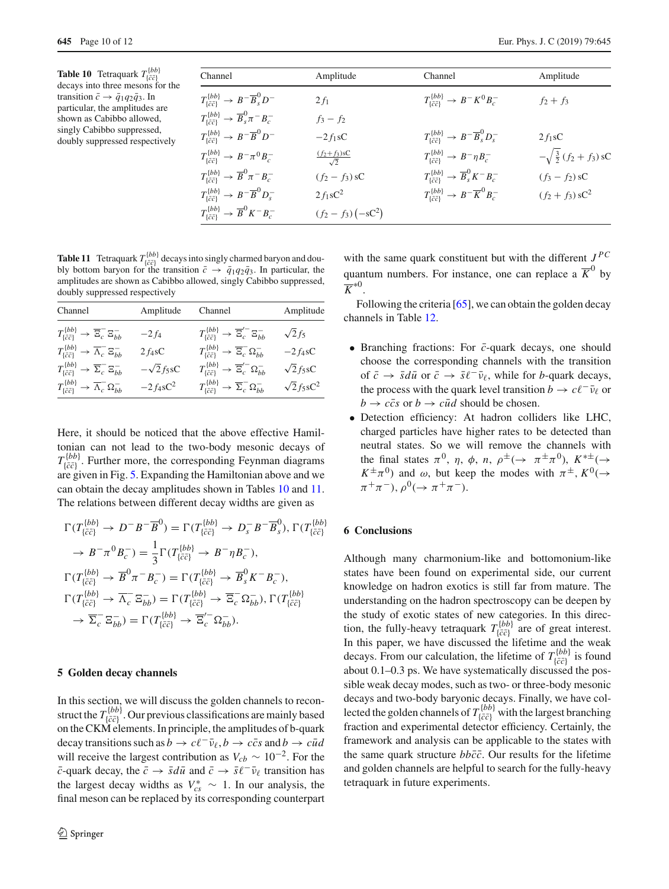**Table 10** Tetraquark $T^{\{bb\}}_{\{\bar{c}\bar{c}\}}$ decays into three mesons for the transition $\bar{c} \to \bar{q}_1 q_2 \bar{q}_3$. In particular, the amplitudes are shown as Cabibbo allowed, singly Cabibbo suppressed, doubly suppressed respectively

| Channel | Amplitude | Channel | Amplitude |
|---|---|---|---|
| $T^{\{bb\}}_{\{\bar{c}\bar{c}\}} \to B^- \overline{B}^0_s D^-$ | $2f_1$ | $T^{\{bb\}}_{\{\bar{c}\bar{c}\}} \to B^- K^0 B_c^-$ | $f_2 + f_3$ |
| $T^{\{bb\}}_{\{\bar{c}\bar{c}\}} \to \overline{B}^0_s \pi^- B_c^-$ | $f_3 - f_2$ | | |
| $T^{\{bb\}}_{\{\bar{c}\bar{c}\}} \to B^- \overline{B}^0 D^-$ | $-2f_1 \mathrm{sC}$ | $T^{\{bb\}}_{\{\bar{c}\bar{c}\}} \to B^- \overline{B}^0_s D_s^-$ | $2f_1 \mathrm{sC}$ |
| $T^{\{bb\}}_{\{\bar{c}\bar{c}\}} \to B^- \pi^0 B_c^-$ | $\frac{(f_2+f_3)\mathrm{sC}}{\sqrt{2}}$ | $T^{\{bb\}}_{\{\bar{c}\bar{c}\}} \to B^- \eta B_c^-$ | $-\sqrt{\frac{3}{2}}(f_2+f_3)\mathrm{sC}$ |
| $T^{\{bb\}}_{\{\bar{c}\bar{c}\}} \to \overline{B}^0 \pi^- B_c^-$ | $(f_2 - f_3)\mathrm{sC}$ | $T^{\{bb\}}_{\{\bar{c}\bar{c}\}} \to \overline{B}^0_s K^- B_c^-$ | $(f_3 - f_2)\mathrm{sC}$ |
| $T^{\{bb\}}_{\{\bar{c}\bar{c}\}} \to B^- \overline{B}^0 D_s^-$ | $2f_1 \mathrm{sC}^2$ | $T^{\{bb\}}_{\{\bar{c}\bar{c}\}} \to B^- \overline{K}^0 B_c^-$ | $(f_2 + f_3)\mathrm{sC}^2$ |
| $T^{\{bb\}}_{\{\bar{c}\bar{c}\}} \to \overline{B}^0 K^- B_c^-$ | $(f_2 - f_3)(-\mathrm{sC}^2)$ | | |

**Table 11** Tetraquark $T^{\{bb\}}_{\{\bar{c}\bar{c}\}}$ decays into singly charmed baryon and doubly bottom baryon for the transition $\bar{c} \to \bar{q}_1 q_2 \bar{q}_3$. In particular, the amplitudes are shown as Cabibbo allowed, singly Cabibbo suppressed, doubly suppressed respectively

| Channel | Amplitude | Channel | Amplitude |
|---|---|---|---|
| $T^{\{bb\}}_{\{\bar{c}\bar{c}\}} \to \overline{\Xi}_c^- \Xi_{bb}^-$ | $-2f_4$ | $T^{\{bb\}}_{\{\bar{c}\bar{c}\}} \to \overline{\Xi}_c^{\prime -} \Xi_{bb}^-$ | $\sqrt{2}f_5$ |
| $T^{\{bb\}}_{\{\bar{c}\bar{c}\}} \to \overline{\Lambda}_c^- \Xi_{bb}^-$ | $2f_4 \mathrm{sC}$ | $T^{\{bb\}}_{\{\bar{c}\bar{c}\}} \to \overline{\Xi}_c^- \Omega_{bb}^-$ | $-2f_4 \mathrm{sC}$ |
| $T^{\{bb\}}_{\{\bar{c}\bar{c}\}} \to \overline{\Sigma}_c^- \Xi_{bb}^-$ | $-\sqrt{2}f_5 \mathrm{sC}$ | $T^{\{bb\}}_{\{\bar{c}\bar{c}\}} \to \overline{\Xi}_c^{\prime -} \Omega_{bb}^-$ | $\sqrt{2}f_5 \mathrm{sC}$ |
| $T^{\{bb\}}_{\{\bar{c}\bar{c}\}} \to \overline{\Lambda}_c^- \Omega_{bb}^-$ | $-2f_4 \mathrm{sC}^2$ | $T^{\{bb\}}_{\{\bar{c}\bar{c}\}} \to \overline{\Sigma}_c^- \Omega_{bb}^-$ | $\sqrt{2}f_5 \mathrm{sC}^2$ |

Here, it should be noticed that the above effective Hamiltonian can not lead to the two-body mesonic decays of $T^{\{bb\}}_{\{\bar{c}\bar{c}\}}$. Further more, the corresponding Feynman diagrams are given in Fig. 5. Expanding the Hamiltonian above and we can obtain the decay amplitudes shown in Tables 10 and 11. The relations between different decay widths are given as

$$
\begin{aligned}
&\Gamma(T^{\{bb\}}_{\{\bar{c}\bar{c}\}} \to D^- B^- \overline{B}^0) = \Gamma(T^{\{bb\}}_{\{\bar{c}\bar{c}\}} \to D_s^- B^- \overline{B}^0_s), \Gamma(T^{\{bb\}}_{\{\bar{c}\bar{c}\}} \\
&\to B^- \pi^0 B_c^-) = \frac{1}{3}\Gamma(T^{\{bb\}}_{\{\bar{c}\bar{c}\}} \to B^- \eta B_c^-), \\
&\Gamma(T^{\{bb\}}_{\{\bar{c}\bar{c}\}} \to \overline{B}^0 \pi^- B_c^-) = \Gamma(T^{\{bb\}}_{\{\bar{c}\bar{c}\}} \to \overline{B}^0_s K^- B_c^-), \\
&\Gamma(T^{\{bb\}}_{\{\bar{c}\bar{c}\}} \to \overline{\Lambda}_c^- \Xi_{bb}^-) = \Gamma(T^{\{bb\}}_{\{\bar{c}\bar{c}\}} \to \overline{\Xi}_c^- \Omega_{bb}^-), \Gamma(T^{\{bb\}}_{\{\bar{c}\bar{c}\}} \\
&\to \overline{\Sigma}_c^- \Xi_{bb}^-) = \Gamma(T^{\{bb\}}_{\{\bar{c}\bar{c}\}} \to \overline{\Xi}_c^{\prime -} \Omega_{bb}^-).
\end{aligned}
$$

## 5 Golden decay channels

In this section, we will discuss the golden channels to reconstruct the $T^{\{bb\}}_{\{\bar{c}\bar{c}\}}$. Our previous classifications are mainly based on the CKM elements. In principle, the amplitudes of b-quark decay transitions such as $b \to c\ell^-\bar{\nu}_\ell$, $b \to c\bar{c}s$ and $b \to c\bar{u}d$ will receive the largest contribution as $V_{cb} \sim 10^{-2}$. For the $\bar{c}$-quark decay, the $\bar{c} \to \bar{s}d\bar{u}$ and $\bar{c} \to \bar{s}\ell^-\bar{\nu}_\ell$ transition has the largest decay widths as $V_{cs}^* \sim 1$. In our analysis, the final meson can be replaced by its corresponding counterpart with the same quark constituent but with the different $J^{PC}$ quantum numbers. For instance, one can replace a $\overline{K}^0$ by $\overline{K}^{*0}$.

Following the criteria [65], we can obtain the golden decay channels in Table 12.

- Branching fractions: For $\bar{c}$-quark decays, one should choose the corresponding channels with the transition of $\bar{c} \to \bar{s}d\bar{u}$ or $\bar{c} \to \bar{s}\ell^-\bar{\nu}_\ell$, while for $b$-quark decays, the process with the quark level transition $b \to c\ell^-\bar{\nu}_\ell$ or $b \to c\bar{c}s$ or $b \to c\bar{u}d$ should be chosen.
- Detection efficiency: At hadron colliders like LHC, charged particles have higher rates to be detected than neutral states. So we will remove the channels with the final states $\pi^0$, $\eta$, $\phi$, $n$, $\rho^\pm(\to \pi^\pm\pi^0)$, $K^{*\pm}(\to K^\pm\pi^0)$ and $\omega$, but keep the modes with $\pi^\pm$, $K^0(\to \pi^+\pi^-)$, $\rho^0(\to \pi^+\pi^-)$.

## 6 Conclusions

Although many charmonium-like and bottomonium-like states have been found on experimental side, our current knowledge on hadron exotics is still far from mature. The understanding on the hadron spectroscopy can be deepen by the study of exotic states of new categories. In this direction, the fully-heavy tetraquark $T^{\{bb\}}_{\{\bar{c}\bar{c}\}}$ are of great interest. In this paper, we have discussed the lifetime and the weak decays. From our calculation, the lifetime of $T^{\{bb\}}_{\{\bar{c}\bar{c}\}}$ is found about 0.1–0.3 ps. We have systematically discussed the possible weak decay modes, such as two- or three-body mesonic decays and two-body baryonic decays. Finally, we have collected the golden channels of $T^{\{bb\}}_{\{\bar{c}\bar{c}\}}$ with the largest branching fraction and experimental detector efficiency. Certainly, the framework and analysis can be applicable to the states with the same quark structure $bb\bar{c}\bar{c}$. Our results for the lifetime and golden channels are helpful to search for the fully-heavy tetraquark in future experiments.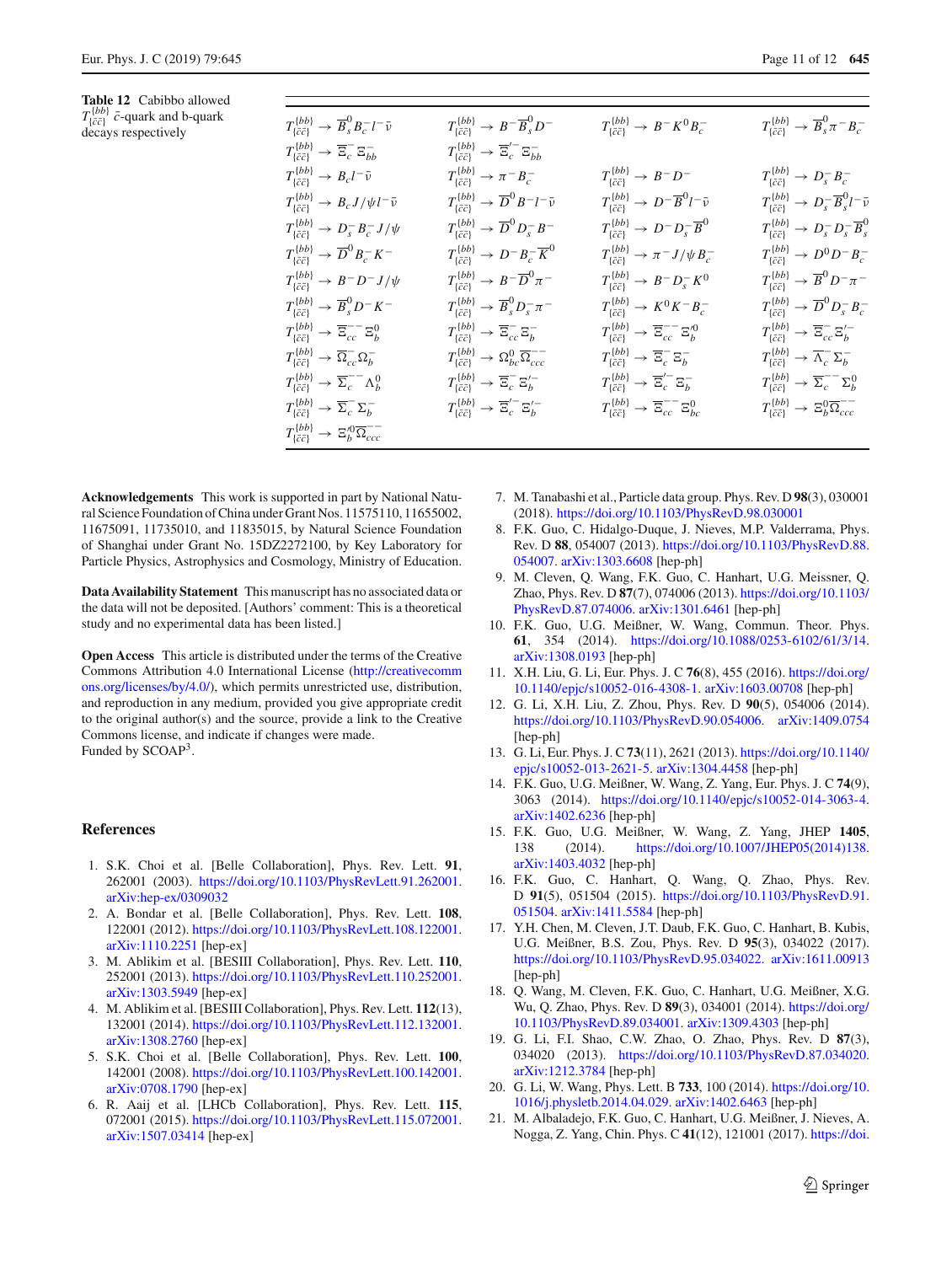**Table 12** Cabibbo allowed $T^{\{bb\}}_{\{\bar{c}\bar{c}\}}$ $\bar{c}$-quark and b-quark decays respectively

| | | | |
|---|---|---|---|
| $T^{\{bb\}}_{\{\bar{c}\bar{c}\}} \to \overline{B}^0_s B_c^- l^- \bar{\nu}$ | $T^{\{bb\}}_{\{\bar{c}\bar{c}\}} \to B^- \overline{B}^0_s D^-$ | $T^{\{bb\}}_{\{\bar{c}\bar{c}\}} \to B^- K^0 B_c^-$ | $T^{\{bb\}}_{\{\bar{c}\bar{c}\}} \to \overline{B}^0_s \pi^- B_c^-$ |
| $T^{\{bb\}}_{\{\bar{c}\bar{c}\}} \to \overline{\Xi}_c \Xi_{bb}$ | $T^{\{bb\}}_{\{\bar{c}\bar{c}\}} \to \overline{\Xi}'^-_c \Xi^-_{bb}$ | | |
| $T^{\{bb\}}_{\{\bar{c}\bar{c}\}} \to B_c l^- \bar{\nu}$ | $T^{\{bb\}}_{\{\bar{c}\bar{c}\}} \to \pi^- B_c^-$ | $T^{\{bb\}}_{\{\bar{c}\bar{c}\}} \to B^- D^-$ | $T^{\{bb\}}_{\{\bar{c}\bar{c}\}} \to D_s^- B_c^-$ |
| $T^{\{bb\}}_{\{\bar{c}\bar{c}\}} \to B_c J/\psi l^- \bar{\nu}$ | $T^{\{bb\}}_{\{\bar{c}\bar{c}\}} \to \overline{D}^0 B^- l^- \bar{\nu}$ | $T^{\{bb\}}_{\{\bar{c}\bar{c}\}} \to D^- \overline{B}^0 l^- \bar{\nu}$ | $T^{\{bb\}}_{\{\bar{c}\bar{c}\}} \to D_s^- \overline{B}^0_s l^- \bar{\nu}$ |
| $T^{\{bb\}}_{\{\bar{c}\bar{c}\}} \to D_s^- B_c^- J/\psi$ | $T^{\{bb\}}_{\{\bar{c}\bar{c}\}} \to \overline{D}^0 D_s^- B^-$ | $T^{\{bb\}}_{\{\bar{c}\bar{c}\}} \to D^- D_s^- \overline{B}^0$ | $T^{\{bb\}}_{\{\bar{c}\bar{c}\}} \to D_s^- D_s^- \overline{B}^0_s$ |
| $T^{\{bb\}}_{\{\bar{c}\bar{c}\}} \to \overline{D}^0 B_c^- K^-$ | $T^{\{bb\}}_{\{\bar{c}\bar{c}\}} \to D^- B_c^- \overline{K}^0$ | $T^{\{bb\}}_{\{\bar{c}\bar{c}\}} \to \pi^- J/\psi B_c^-$ | $T^{\{bb\}}_{\{\bar{c}\bar{c}\}} \to D^0 D^- B_c^-$ |
| $T^{\{bb\}}_{\{\bar{c}\bar{c}\}} \to B^- D^- J/\psi$ | $T^{\{bb\}}_{\{\bar{c}\bar{c}\}} \to B^- \overline{D}^0 \pi^-$ | $T^{\{bb\}}_{\{\bar{c}\bar{c}\}} \to B^- D_s^- K^0$ | $T^{\{bb\}}_{\{\bar{c}\bar{c}\}} \to \overline{B}^0 D^- \pi^-$ |
| $T^{\{bb\}}_{\{\bar{c}\bar{c}\}} \to \overline{B}^0_s D^- K^-$ | $T^{\{bb\}}_{\{\bar{c}\bar{c}\}} \to \overline{B}^0_s D_s^- \pi^-$ | $T^{\{bb\}}_{\{\bar{c}\bar{c}\}} \to K^0 K^- B_c^-$ | $T^{\{bb\}}_{\{\bar{c}\bar{c}\}} \to \overline{D}^0 D_s^- B_c^-$ |
| $T^{\{bb\}}_{\{\bar{c}\bar{c}\}} \to \overline{\Xi}^{--}_{cc} \Xi^0_b$ | $T^{\{bb\}}_{\{\bar{c}\bar{c}\}} \to \overline{\Xi}^-_{cc} \Xi^-_b$ | $T^{\{bb\}}_{\{\bar{c}\bar{c}\}} \to \overline{\Xi}^{--}_{cc} \Xi'^0_b$ | $T^{\{bb\}}_{\{\bar{c}\bar{c}\}} \to \overline{\Xi}^-_{cc} \Xi'^-_b$ |
| $T^{\{bb\}}_{\{\bar{c}\bar{c}\}} \to \overline{\Omega}^-_{cc} \Omega^-_b$ | $T^{\{bb\}}_{\{\bar{c}\bar{c}\}} \to \Omega^0_{bc} \overline{\Omega}^{--}_{ccc}$ | $T^{\{bb\}}_{\{\bar{c}\bar{c}\}} \to \overline{\Xi}^-_c \Xi^-_b$ | $T^{\{bb\}}_{\{\bar{c}\bar{c}\}} \to \overline{\Lambda}^-_c \Sigma^-_b$ |
| $T^{\{bb\}}_{\{\bar{c}\bar{c}\}} \to \overline{\Sigma}^{--}_c \Lambda^0_b$ | $T^{\{bb\}}_{\{\bar{c}\bar{c}\}} \to \overline{\Xi}^-_c \Xi'^-_b$ | $T^{\{bb\}}_{\{\bar{c}\bar{c}\}} \to \overline{\Xi}'^-_c \Xi^-_b$ | $T^{\{bb\}}_{\{\bar{c}\bar{c}\}} \to \overline{\Sigma}^{--}_c \Sigma^0_b$ |
| $T^{\{bb\}}_{\{\bar{c}\bar{c}\}} \to \overline{\Sigma}^-_c \Sigma^-_b$ | $T^{\{bb\}}_{\{\bar{c}\bar{c}\}} \to \overline{\Xi}'^-_c \Xi'^-_b$ | $T^{\{bb\}}_{\{\bar{c}\bar{c}\}} \to \overline{\Xi}^{--}_{cc} \Xi^0_{bc}$ | $T^{\{bb\}}_{\{\bar{c}\bar{c}\}} \to \Xi^0_b \overline{\Omega}^{--}_{ccc}$ |
| $T^{\{bb\}}_{\{\bar{c}\bar{c}\}} \to \Xi'^0_b \overline{\Omega}^{--}_{ccc}$ | | | |

**Acknowledgements** This work is supported in part by National Natural Science Foundation of China under Grant Nos. 11575110, 11655002, 11675091, 11735010, and 11835015, by Natural Science Foundation of Shanghai under Grant No. 15DZ2272100, by Key Laboratory for Particle Physics, Astrophysics and Cosmology, Ministry of Education.

**Data Availability Statement** This manuscript has no associated data or the data will not be deposited. [Authors' comment: This is a theoretical study and no experimental data has been listed.]

**Open Access** This article is distributed under the terms of the Creative Commons Attribution 4.0 International License (http://creativecommons.org/licenses/by/4.0/), which permits unrestricted use, distribution, and reproduction in any medium, provided you give appropriate credit to the original author(s) and the source, provide a link to the Creative Commons license, and indicate if changes were made.
Funded by SCOAP[3].

## References

1. S.K. Choi et al. [Belle Collaboration], Phys. Rev. Lett. **91**, 262001 (2003). https://doi.org/10.1103/PhysRevLett.91.262001. arXiv:hep-ex/0309032
2. A. Bondar et al. [Belle Collaboration], Phys. Rev. Lett. **108**, 122001 (2012). https://doi.org/10.1103/PhysRevLett.108.122001. arXiv:1110.2251 [hep-ex]
3. M. Ablikim et al. [BESIII Collaboration], Phys. Rev. Lett. **110**, 252001 (2013). https://doi.org/10.1103/PhysRevLett.110.252001. arXiv:1303.5949 [hep-ex]
4. M. Ablikim et al. [BESIII Collaboration], Phys. Rev. Lett. **112**(13), 132001 (2014). https://doi.org/10.1103/PhysRevLett.112.132001. arXiv:1308.2760 [hep-ex]
5. S.K. Choi et al. [Belle Collaboration], Phys. Rev. Lett. **100**, 142001 (2008). https://doi.org/10.1103/PhysRevLett.100.142001. arXiv:0708.1790 [hep-ex]
6. R. Aaij et al. [LHCb Collaboration], Phys. Rev. Lett. **115**, 072001 (2015). https://doi.org/10.1103/PhysRevLett.115.072001. arXiv:1507.03414 [hep-ex]
7. M. Tanabashi et al., Particle data group. Phys. Rev. D **98**(3), 030001 (2018). https://doi.org/10.1103/PhysRevD.98.030001
8. F.K. Guo, C. Hidalgo-Duque, J. Nieves, M.P. Valderrama, Phys. Rev. D **88**, 054007 (2013). https://doi.org/10.1103/PhysRevD.88.054007. arXiv:1303.6608 [hep-ph]
9. M. Cleven, Q. Wang, F.K. Guo, C. Hanhart, U.G. Meissner, Q. Zhao, Phys. Rev. D **87**(7), 074006 (2013). https://doi.org/10.1103/PhysRevD.87.074006. arXiv:1301.6461 [hep-ph]
10. F.K. Guo, U.G. Meißner, W. Wang, Commun. Theor. Phys. **61**, 354 (2014). https://doi.org/10.1088/0253-6102/61/3/14. arXiv:1308.0193 [hep-ph]
11. X.H. Liu, G. Li, Eur. Phys. J. C **76**(8), 455 (2016). https://doi.org/10.1140/epjc/s10052-016-4308-1. arXiv:1603.00708 [hep-ph]
12. G. Li, X.H. Liu, Z. Zhou, Phys. Rev. D **90**(5), 054006 (2014). https://doi.org/10.1103/PhysRevD.90.054006. arXiv:1409.0754 [hep-ph]
13. G. Li, Eur. Phys. J. C **73**(11), 2621 (2013). https://doi.org/10.1140/epjc/s10052-013-2621-5. arXiv:1304.4458 [hep-ph]
14. F.K. Guo, U.G. Meißner, W. Wang, Z. Yang, Eur. Phys. J. C **74**(9), 3063 (2014). https://doi.org/10.1140/epjc/s10052-014-3063-4. arXiv:1402.6236 [hep-ph]
15. F.K. Guo, U.G. Meißner, W. Wang, Z. Yang, JHEP **1405**, 138 (2014). https://doi.org/10.1007/JHEP05(2014)138. arXiv:1403.4032 [hep-ph]
16. F.K. Guo, C. Hanhart, Q. Wang, Q. Zhao, Phys. Rev. D **91**(5), 051504 (2015). https://doi.org/10.1103/PhysRevD.91.051504. arXiv:1411.5584 [hep-ph]
17. Y.H. Chen, M. Cleven, J.T. Daub, F.K. Guo, C. Hanhart, B. Kubis, U.G. Meißner, B.S. Zou, Phys. Rev. D **95**(3), 034022 (2017). https://doi.org/10.1103/PhysRevD.95.034022. arXiv:1611.00913 [hep-ph]
18. Q. Wang, M. Cleven, F.K. Guo, C. Hanhart, U.G. Meißner, X.G. Wu, Q. Zhao, Phys. Rev. D **89**(3), 034001 (2014). https://doi.org/10.1103/PhysRevD.89.034001. arXiv:1309.4303 [hep-ph]
19. G. Li, F.l. Shao, C.W. Zhao, Q. Zhao, Phys. Rev. D **87**(3), 034020 (2013). https://doi.org/10.1103/PhysRevD.87.034020. arXiv:1212.3784 [hep-ph]
20. G. Li, W. Wang, Phys. Lett. B **733**, 100 (2014). https://doi.org/10.1016/j.physletb.2014.04.029. arXiv:1402.6463 [hep-ph]
21. M. Albaladejo, F.K. Guo, C. Hanhart, U.G. Meißner, J. Nieves, A. Nogga, Z. Yang, Chin. Phys. C **41**(12), 121001 (2017). https://doi.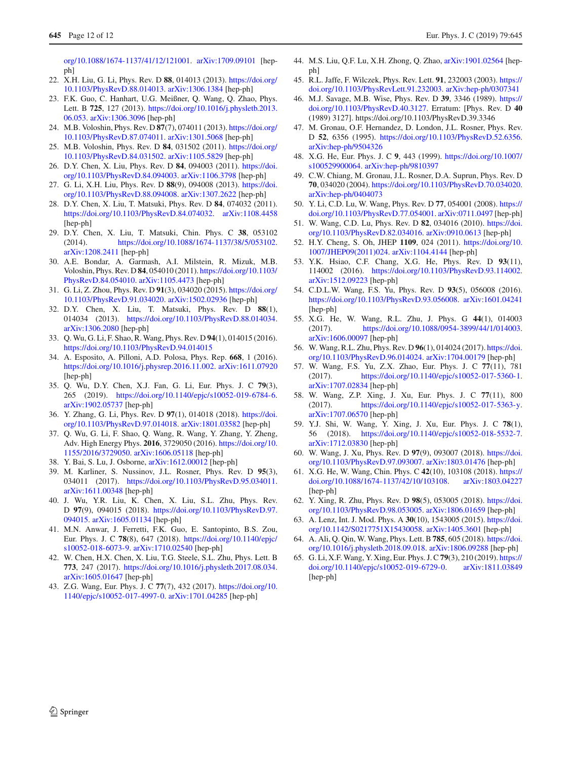org/10.1088/1674-1137/41/12/121001. arXiv:1709.09101 [hep-ph]

22. X.H. Liu, G. Li, Phys. Rev. D **88**, 014013 (2013). https://doi.org/10.1103/PhysRevD.88.014013. arXiv:1306.1384 [hep-ph]
23. F.K. Guo, C. Hanhart, U.G. Meißner, Q. Wang, Q. Zhao, Phys. Lett. B **725**, 127 (2013). https://doi.org/10.1016/j.physletb.2013.06.053. arXiv:1306.3096 [hep-ph]
24. M.B. Voloshin, Phys. Rev. D **87**(7), 074011 (2013). https://doi.org/10.1103/PhysRevD.87.074011. arXiv:1301.5068 [hep-ph]
25. M.B. Voloshin, Phys. Rev. D **84**, 031502 (2011). https://doi.org/10.1103/PhysRevD.84.031502. arXiv:1105.5829 [hep-ph]
26. D.Y. Chen, X. Liu, Phys. Rev. D **84**, 094003 (2011). https://doi.org/10.1103/PhysRevD.84.094003. arXiv:1106.3798 [hep-ph]
27. G. Li, X.H. Liu, Phys. Rev. D **88**(9), 094008 (2013). https://doi.org/10.1103/PhysRevD.88.094008. arXiv:1307.2622 [hep-ph]
28. D.Y. Chen, X. Liu, T. Matsuki, Phys. Rev. D **84**, 074032 (2011). https://doi.org/10.1103/PhysRevD.84.074032. arXiv:1108.4458 [hep-ph]
29. D.Y. Chen, X. Liu, T. Matsuki, Chin. Phys. C **38**, 053102 (2014). https://doi.org/10.1088/1674-1137/38/5/053102. arXiv:1208.2411 [hep-ph]
30. A.E. Bondar, A. Garmash, A.I. Milstein, R. Mizuk, M.B. Voloshin, Phys. Rev. D **84**, 054010 (2011). https://doi.org/10.1103/PhysRevD.84.054010. arXiv:1105.4473 [hep-ph]
31. G. Li, Z. Zhou, Phys. Rev. D **91**(3), 034020 (2015). https://doi.org/10.1103/PhysRevD.91.034020. arXiv:1502.02936 [hep-ph]
32. D.Y. Chen, X. Liu, T. Matsuki, Phys. Rev. D **88**(1), 014034 (2013). https://doi.org/10.1103/PhysRevD.88.014034. arXiv:1306.2080 [hep-ph]
33. Q. Wu, G. Li, F. Shao, R. Wang, Phys. Rev. D **94**(1), 014015 (2016). https://doi.org/10.1103/PhysRevD.94.014015
34. A. Esposito, A. Pilloni, A.D. Polosa, Phys. Rep. **668**, 1 (2016). https://doi.org/10.1016/j.physrep.2016.11.002. arXiv:1611.07920 [hep-ph]
35. Q. Wu, D.Y. Chen, X.J. Fan, G. Li, Eur. Phys. J. C **79**(3), 265 (2019). https://doi.org/10.1140/epjc/s10052-019-6784-6. arXiv:1902.05737 [hep-ph]
36. Y. Zhang, G. Li, Phys. Rev. D **97**(1), 014018 (2018). https://doi.org/10.1103/PhysRevD.97.014018. arXiv:1801.03582 [hep-ph]
37. Q. Wu, G. Li, F. Shao, Q. Wang, R. Wang, Y. Zhang, Y. Zheng, Adv. High Energy Phys. **2016**, 3729050 (2016). https://doi.org/10.1155/2016/3729050. arXiv:1606.05118 [hep-ph]
38. Y. Bai, S. Lu, J. Osborne, arXiv:1612.00012 [hep-ph]
39. M. Karliner, S. Nussinov, J.L. Rosner, Phys. Rev. D **95**(3), 034011 (2017). https://doi.org/10.1103/PhysRevD.95.034011. arXiv:1611.00348 [hep-ph]
40. J. Wu, Y.R. Liu, K. Chen, X. Liu, S.L. Zhu, Phys. Rev. D **97**(9), 094015 (2018). https://doi.org/10.1103/PhysRevD.97.094015. arXiv:1605.01134 [hep-ph]
41. M.N. Anwar, J. Ferretti, F.K. Guo, E. Santopinto, B.S. Zou, Eur. Phys. J. C **78**(8), 647 (2018). https://doi.org/10.1140/epjc/s10052-018-6073-9. arXiv:1710.02540 [hep-ph]
42. W. Chen, H.X. Chen, X. Liu, T.G. Steele, S.L. Zhu, Phys. Lett. B **773**, 247 (2017). https://doi.org/10.1016/j.physletb.2017.08.034. arXiv:1605.01647 [hep-ph]
43. Z.G. Wang, Eur. Phys. J. C **77**(7), 432 (2017). https://doi.org/10.1140/epjc/s10052-017-4997-0. arXiv:1701.04285 [hep-ph]
44. M.S. Liu, Q.F. Lu, X.H. Zhong, Q. Zhao, arXiv:1901.02564 [hep-ph]
45. R.L. Jaffe, F. Wilczek, Phys. Rev. Lett. **91**, 232003 (2003). https://doi.org/10.1103/PhysRevLett.91.232003. arXiv:hep-ph/0307341
46. M.J. Savage, M.B. Wise, Phys. Rev. D **39**, 3346 (1989). https://doi.org/10.1103/PhysRevD.40.3127. Erratum: [Phys. Rev. D **40** (1989) 3127]. https://doi.org/10.1103/PhysRevD.39.3346
47. M. Gronau, O.F. Hernandez, D. London, J.L. Rosner, Phys. Rev. D **52**, 6356 (1995). https://doi.org/10.1103/PhysRevD.52.6356. arXiv:hep-ph/9504326
48. X.G. He, Eur. Phys. J. C **9**, 443 (1999). https://doi.org/10.1007/s100529900064. arXiv:hep-ph/9810397
49. C.W. Chiang, M. Gronau, J.L. Rosner, D.A. Suprun, Phys. Rev. D **70**, 034020 (2004). https://doi.org/10.1103/PhysRevD.70.034020. arXiv:hep-ph/0404073
50. Y. Li, C.D. Lu, W. Wang, Phys. Rev. D **77**, 054001 (2008). https://doi.org/10.1103/PhysRevD.77.054001. arXiv:0711.0497 [hep-ph]
51. W. Wang, C.D. Lu, Phys. Rev. D **82**, 034016 (2010). https://doi.org/10.1103/PhysRevD.82.034016. arXiv:0910.0613 [hep-ph]
52. H.Y. Cheng, S. Oh, JHEP **1109**, 024 (2011). https://doi.org/10.1007/JHEP09(2011)024. arXiv:1104.4144 [hep-ph]
53. Y.K. Hsiao, C.F. Chang, X.G. He, Phys. Rev. D **93**(11), 114002 (2016). https://doi.org/10.1103/PhysRevD.93.114002. arXiv:1512.09223 [hep-ph]
54. C.D.L.W. Wang, F.S. Yu, Phys. Rev. D **93**(5), 056008 (2016). https://doi.org/10.1103/PhysRevD.93.056008. arXiv:1601.04241 [hep-ph]
55. X.G. He, W. Wang, R.L. Zhu, J. Phys. G **44**(1), 014003 (2017). https://doi.org/10.1088/0954-3899/44/1/014003. arXiv:1606.00097 [hep-ph]
56. W. Wang, R.L. Zhu, Phys. Rev. D **96**(1), 014024 (2017). https://doi.org/10.1103/PhysRevD.96.014024. arXiv:1704.00179 [hep-ph]
57. W. Wang, F.S. Yu, Z.X. Zhao, Eur. Phys. J. C **77**(11), 781 (2017). https://doi.org/10.1140/epjc/s10052-017-5360-1. arXiv:1707.02834 [hep-ph]
58. W. Wang, Z.P. Xing, J. Xu, Eur. Phys. J. C **77**(11), 800 (2017). https://doi.org/10.1140/epjc/s10052-017-5363-y. arXiv:1707.06570 [hep-ph]
59. Y.J. Shi, W. Wang, Y. Xing, J. Xu, Eur. Phys. J. C **78**(1), 56 (2018). https://doi.org/10.1140/epjc/s10052-018-5532-7. arXiv:1712.03830 [hep-ph]
60. W. Wang, J. Xu, Phys. Rev. D **97**(9), 093007 (2018). https://doi.org/10.1103/PhysRevD.97.093007. arXiv:1803.01476 [hep-ph]
61. X.G. He, W. Wang, Chin. Phys. C **42**(10), 103108 (2018). https://doi.org/10.1088/1674-1137/42/10/103108. arXiv:1803.04227 [hep-ph]
62. Y. Xing, R. Zhu, Phys. Rev. D **98**(5), 053005 (2018). https://doi.org/10.1103/PhysRevD.98.053005. arXiv:1806.01659 [hep-ph]
63. A. Lenz, Int. J. Mod. Phys. A **30**(10), 1543005 (2015). https://doi.org/10.1142/S0217751X15430058. arXiv:1405.3601 [hep-ph]
64. A. Ali, Q. Qin, W. Wang, Phys. Lett. B **785**, 605 (2018). https://doi.org/10.1016/j.physletb.2018.09.018. arXiv:1806.09288 [hep-ph]
65. G. Li, X.F. Wang, Y. Xing, Eur. Phys. J. C **79**(3), 210 (2019). https://doi.org/10.1140/epjc/s10052-019-6729-0. arXiv:1811.03849 [hep-ph]